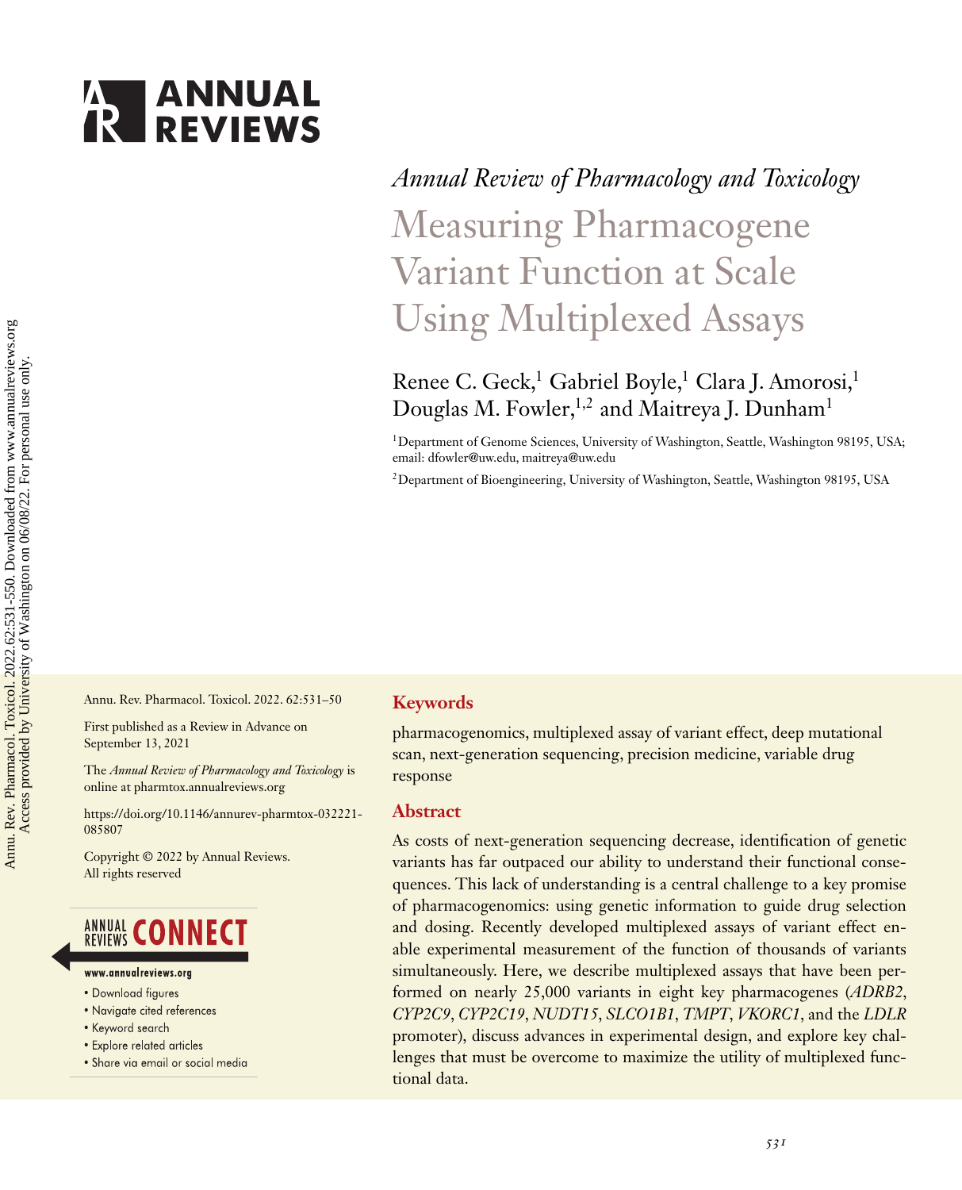ANNUAL REVIEWS

*Annual Review of Pharmacology and Toxicology*

# Measuring Pharmacogene Variant Function at Scale Using Multiplexed Assays

Renee C. Geck,[1] Gabriel Boyle,[1] Clara J. Amorosi,[1] Douglas M. Fowler,[1,2] and Maitreya J. Dunham[1]

[1]Department of Genome Sciences, University of Washington, Seattle, Washington 98195, USA; email: dfowler@uw.edu, maitreya@uw.edu

[2]Department of Bioengineering, University of Washington, Seattle, Washington 98195, USA

Annu. Rev. Pharmacol. Toxicol. 2022. 62:531–50

First published as a Review in Advance on September 13, 2021

The *Annual Review of Pharmacology and Toxicology* is online at pharmtox.annualreviews.org

https://doi.org/10.1146/annurev-pharmtox-032221-085807

Copyright © 2022 by Annual Reviews. All rights reserved

ANNUAL REVIEWS CONNECT

www.annualreviews.org

- Download figures
- Navigate cited references
- Keyword search
- Explore related articles
- Share via email or social media

## Keywords

pharmacogenomics, multiplexed assay of variant effect, deep mutational scan, next-generation sequencing, precision medicine, variable drug response

## Abstract

As costs of next-generation sequencing decrease, identification of genetic variants has far outpaced our ability to understand their functional consequences. This lack of understanding is a central challenge to a key promise of pharmacogenomics: using genetic information to guide drug selection and dosing. Recently developed multiplexed assays of variant effect enable experimental measurement of the function of thousands of variants simultaneously. Here, we describe multiplexed assays that have been performed on nearly 25,000 variants in eight key pharmacogenes (*ADRB2*, *CYP2C9*, *CYP2C19*, *NUDT15*, *SLCO1B1*, *TMPT*, *VKORC1*, and the *LDLR* promoter), discuss advances in experimental design, and explore key challenges that must be overcome to maximize the utility of multiplexed functional data.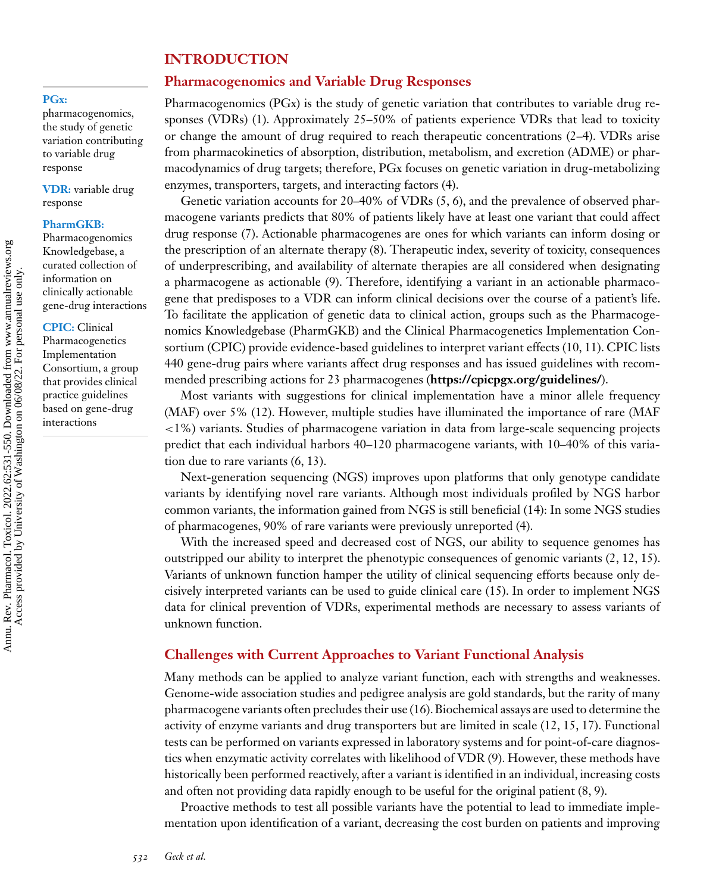# INTRODUCTION

## Pharmacogenomics and Variable Drug Responses

**PGx:** pharmacogenomics, the study of genetic variation contributing to variable drug response

**VDR:** variable drug response

**PharmGKB:** Pharmacogenomics Knowledgebase, a curated collection of information on clinically actionable gene-drug interactions

**CPIC:** Clinical Pharmacogenetics Implementation Consortium, a group that provides clinical practice guidelines based on gene-drug interactions

Pharmacogenomics (PGx) is the study of genetic variation that contributes to variable drug responses (VDRs) (1). Approximately 25–50% of patients experience VDRs that lead to toxicity or change the amount of drug required to reach therapeutic concentrations (2–4). VDRs arise from pharmacokinetics of absorption, distribution, metabolism, and excretion (ADME) or pharmacodynamics of drug targets; therefore, PGx focuses on genetic variation in drug-metabolizing enzymes, transporters, targets, and interacting factors (4).

Genetic variation accounts for 20–40% of VDRs (5, 6), and the prevalence of observed pharmacogene variants predicts that 80% of patients likely have at least one variant that could affect drug response (7). Actionable pharmacogenes are ones for which variants can inform dosing or the prescription of an alternate therapy (8). Therapeutic index, severity of toxicity, consequences of underprescribing, and availability of alternate therapies are all considered when designating a pharmacogene as actionable (9). Therefore, identifying a variant in an actionable pharmacogene that predisposes to a VDR can inform clinical decisions over the course of a patient's life. To facilitate the application of genetic data to clinical action, groups such as the Pharmacogenomics Knowledgebase (PharmGKB) and the Clinical Pharmacogenetics Implementation Consortium (CPIC) provide evidence-based guidelines to interpret variant effects (10, 11). CPIC lists 440 gene-drug pairs where variants affect drug responses and has issued guidelines with recommended prescribing actions for 23 pharmacogenes (**https://cpicpgx.org/guidelines/**).

Most variants with suggestions for clinical implementation have a minor allele frequency (MAF) over 5% (12). However, multiple studies have illuminated the importance of rare (MAF <1%) variants. Studies of pharmacogene variation in data from large-scale sequencing projects predict that each individual harbors 40–120 pharmacogene variants, with 10–40% of this variation due to rare variants (6, 13).

Next-generation sequencing (NGS) improves upon platforms that only genotype candidate variants by identifying novel rare variants. Although most individuals profiled by NGS harbor common variants, the information gained from NGS is still beneficial (14): In some NGS studies of pharmacogenes, 90% of rare variants were previously unreported (4).

With the increased speed and decreased cost of NGS, our ability to sequence genomes has outstripped our ability to interpret the phenotypic consequences of genomic variants (2, 12, 15). Variants of unknown function hamper the utility of clinical sequencing efforts because only decisively interpreted variants can be used to guide clinical care (15). In order to implement NGS data for clinical prevention of VDRs, experimental methods are necessary to assess variants of unknown function.

## Challenges with Current Approaches to Variant Functional Analysis

Many methods can be applied to analyze variant function, each with strengths and weaknesses. Genome-wide association studies and pedigree analysis are gold standards, but the rarity of many pharmacogene variants often precludes their use (16). Biochemical assays are used to determine the activity of enzyme variants and drug transporters but are limited in scale (12, 15, 17). Functional tests can be performed on variants expressed in laboratory systems and for point-of-care diagnostics when enzymatic activity correlates with likelihood of VDR (9). However, these methods have historically been performed reactively, after a variant is identified in an individual, increasing costs and often not providing data rapidly enough to be useful for the original patient (8, 9).

Proactive methods to test all possible variants have the potential to lead to immediate implementation upon identification of a variant, decreasing the cost burden on patients and improving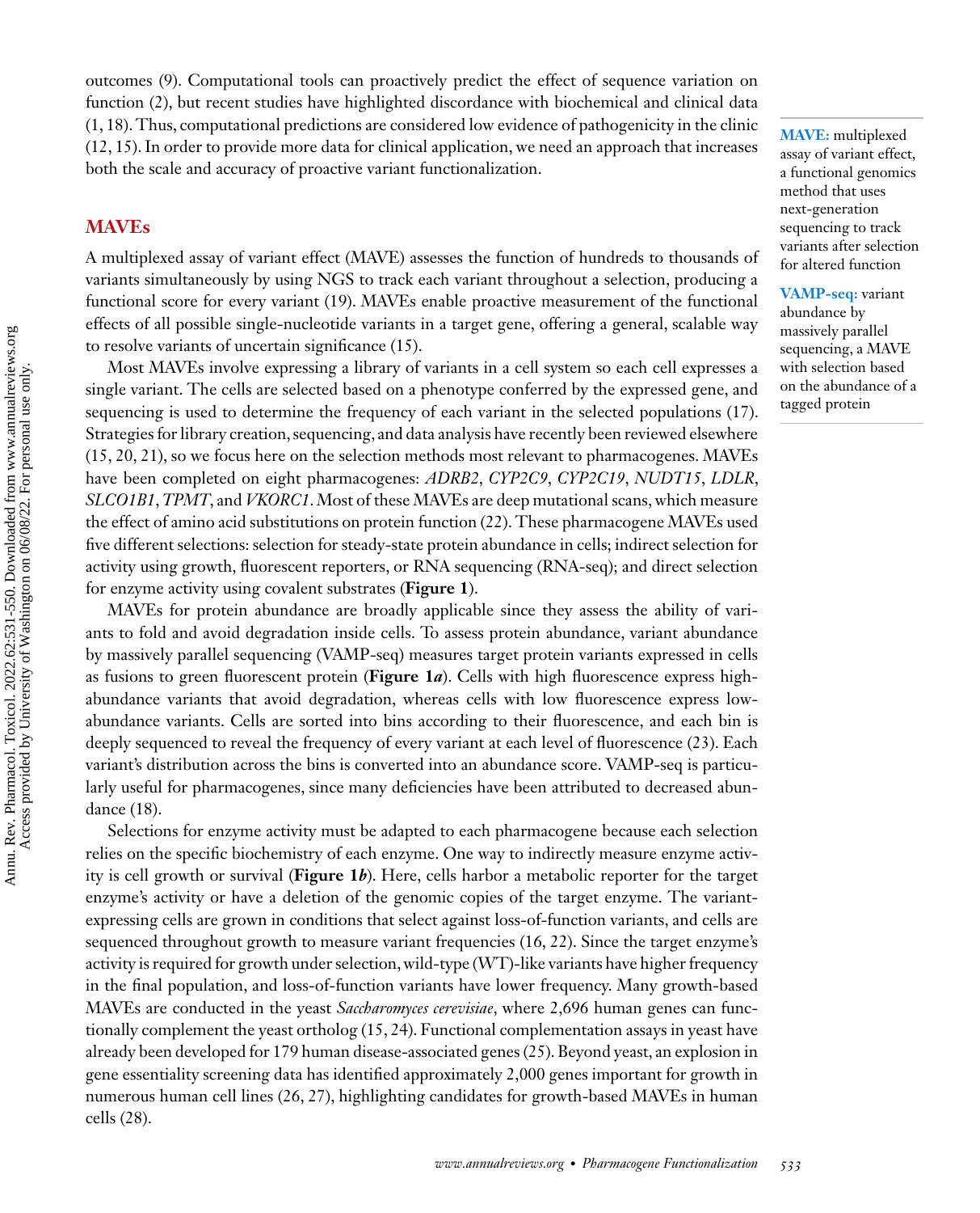outcomes (9). Computational tools can proactively predict the effect of sequence variation on function (2), but recent studies have highlighted discordance with biochemical and clinical data (1, 18). Thus, computational predictions are considered low evidence of pathogenicity in the clinic (12, 15). In order to provide more data for clinical application, we need an approach that increases both the scale and accuracy of proactive variant functionalization.

**MAVE:** multiplexed assay of variant effect, a functional genomics method that uses next-generation sequencing to track variants after selection for altered function

**VAMP-seq:** variant abundance by massively parallel sequencing, a MAVE with selection based on the abundance of a tagged protein

## MAVEs

A multiplexed assay of variant effect (MAVE) assesses the function of hundreds to thousands of variants simultaneously by using NGS to track each variant throughout a selection, producing a functional score for every variant (19). MAVEs enable proactive measurement of the functional effects of all possible single-nucleotide variants in a target gene, offering a general, scalable way to resolve variants of uncertain significance (15).

Most MAVEs involve expressing a library of variants in a cell system so each cell expresses a single variant. The cells are selected based on a phenotype conferred by the expressed gene, and sequencing is used to determine the frequency of each variant in the selected populations (17). Strategies for library creation, sequencing, and data analysis have recently been reviewed elsewhere (15, 20, 21), so we focus here on the selection methods most relevant to pharmacogenes. MAVEs have been completed on eight pharmacogenes: *ADRB2*, *CYP2C9*, *CYP2C19*, *NUDT15*, *LDLR*, *SLCO1B1*, *TPMT*, and *VKORC1*. Most of these MAVEs are deep mutational scans, which measure the effect of amino acid substitutions on protein function (22). These pharmacogene MAVEs used five different selections: selection for steady-state protein abundance in cells; indirect selection for activity using growth, fluorescent reporters, or RNA sequencing (RNA-seq); and direct selection for enzyme activity using covalent substrates (**Figure 1**).

MAVEs for protein abundance are broadly applicable since they assess the ability of variants to fold and avoid degradation inside cells. To assess protein abundance, variant abundance by massively parallel sequencing (VAMP-seq) measures target protein variants expressed in cells as fusions to green fluorescent protein (**Figure 1*a***). Cells with high fluorescence express high-abundance variants that avoid degradation, whereas cells with low fluorescence express low-abundance variants. Cells are sorted into bins according to their fluorescence, and each bin is deeply sequenced to reveal the frequency of every variant at each level of fluorescence (23). Each variant's distribution across the bins is converted into an abundance score. VAMP-seq is particularly useful for pharmacogenes, since many deficiencies have been attributed to decreased abundance (18).

Selections for enzyme activity must be adapted to each pharmacogene because each selection relies on the specific biochemistry of each enzyme. One way to indirectly measure enzyme activity is cell growth or survival (**Figure 1*b***). Here, cells harbor a metabolic reporter for the target enzyme's activity or have a deletion of the genomic copies of the target enzyme. The variant-expressing cells are grown in conditions that select against loss-of-function variants, and cells are sequenced throughout growth to measure variant frequencies (16, 22). Since the target enzyme's activity is required for growth under selection, wild-type (WT)-like variants have higher frequency in the final population, and loss-of-function variants have lower frequency. Many growth-based MAVEs are conducted in the yeast *Saccharomyces cerevisiae*, where 2,696 human genes can functionally complement the yeast ortholog (15, 24). Functional complementation assays in yeast have already been developed for 179 human disease-associated genes (25). Beyond yeast, an explosion in gene essentiality screening data has identified approximately 2,000 genes important for growth in numerous human cell lines (26, 27), highlighting candidates for growth-based MAVEs in human cells (28).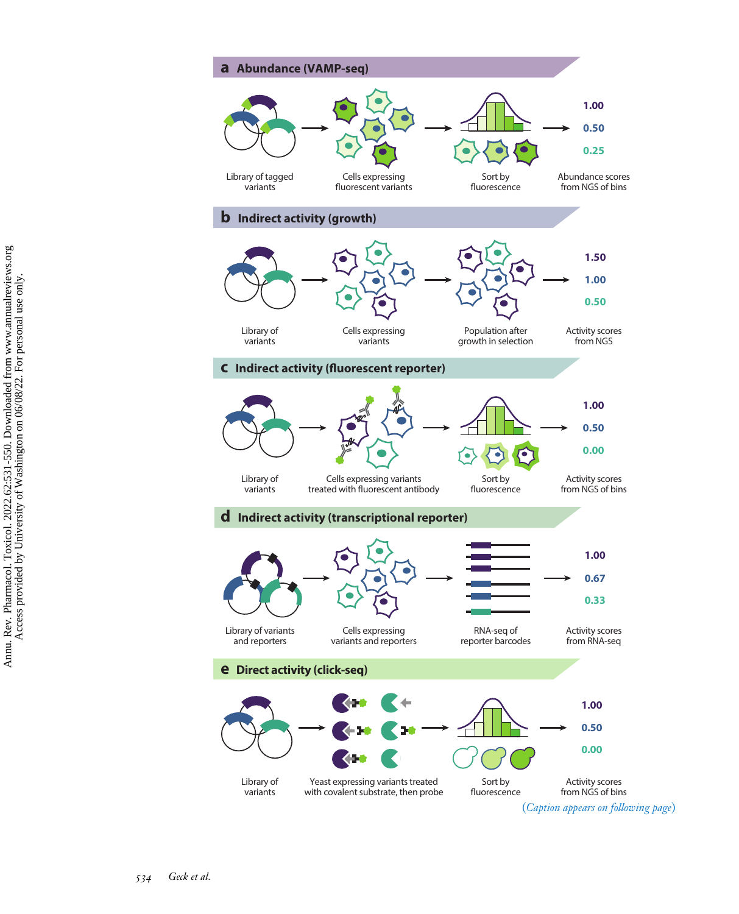**a Abundance (VAMP-seq)**

Library of tagged variants → Cells expressing fluorescent variants → Sort by fluorescence → Abundance scores from NGS of bins

1.00
0.50
0.25

**b Indirect activity (growth)**

Library of variants → Cells expressing variants → Population after growth in selection → Activity scores from NGS

1.50
1.00
0.50

**c Indirect activity (fluorescent reporter)**

Library of variants → Cells expressing variants treated with fluorescent antibody → Sort by fluorescence → Activity scores from NGS of bins

1.00
0.50
0.00

**d Indirect activity (transcriptional reporter)**

Library of variants and reporters → Cells expressing variants and reporters → RNA-seq of reporter barcodes → Activity scores from RNA-seq

1.00
0.67
0.33

**e Direct activity (click-seq)**

Library of variants → Yeast expressing variants treated with covalent substrate, then probe → Sort by fluorescence → Activity scores from NGS of bins

1.00
0.50
0.00

(*Caption appears on following page*)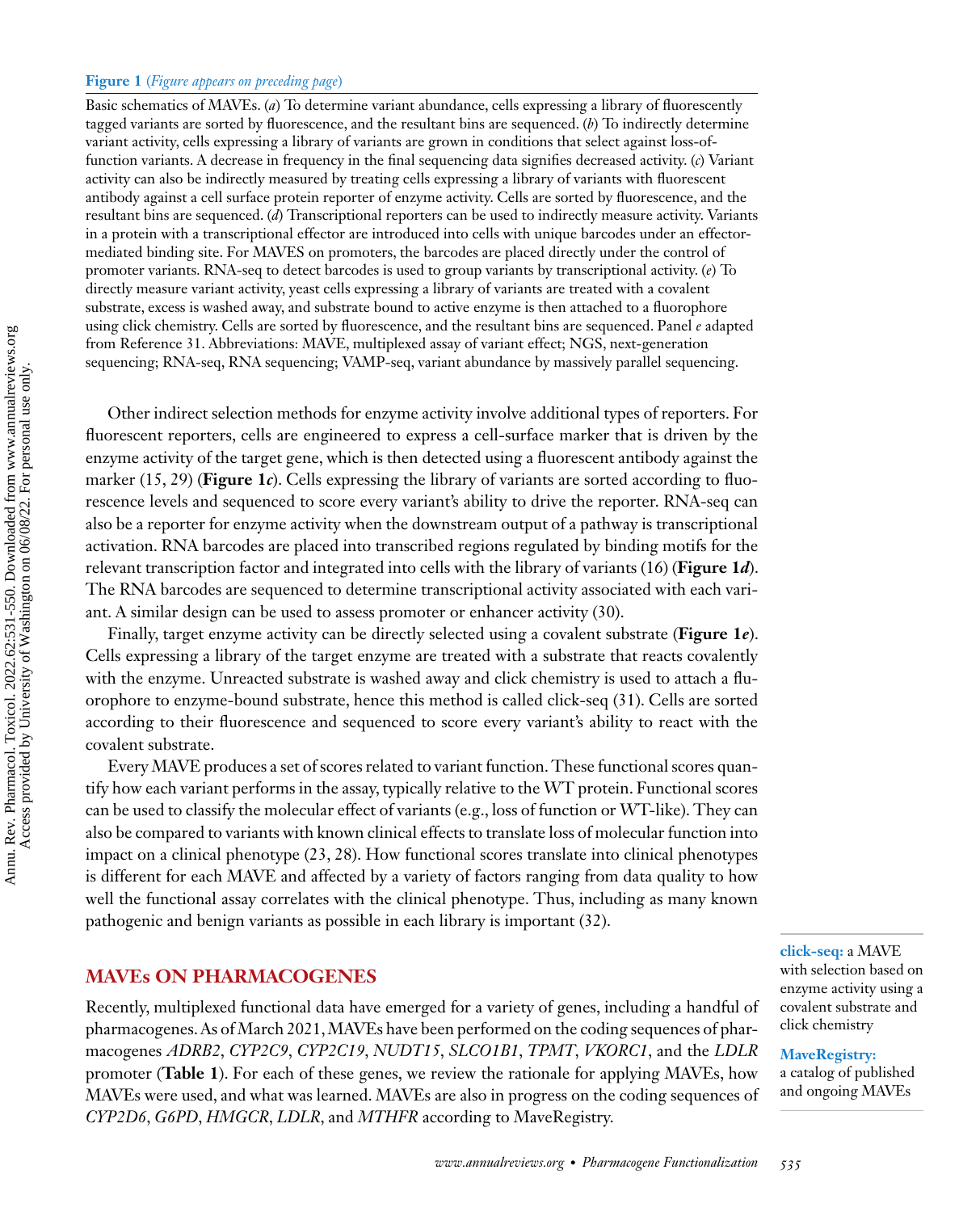**Figure 1** (*Figure appears on preceding page*)

Basic schematics of MAVEs. (*a*) To determine variant abundance, cells expressing a library of fluorescently tagged variants are sorted by fluorescence, and the resultant bins are sequenced. (*b*) To indirectly determine variant activity, cells expressing a library of variants are grown in conditions that select against loss-of-function variants. A decrease in frequency in the final sequencing data signifies decreased activity. (*c*) Variant activity can also be indirectly measured by treating cells expressing a library of variants with fluorescent antibody against a cell surface protein reporter of enzyme activity. Cells are sorted by fluorescence, and the resultant bins are sequenced. (*d*) Transcriptional reporters can be used to indirectly measure activity. Variants in a protein with a transcriptional effector are introduced into cells with unique barcodes under an effector-mediated binding site. For MAVES on promoters, the barcodes are placed directly under the control of promoter variants. RNA-seq to detect barcodes is used to group variants by transcriptional activity. (*e*) To directly measure variant activity, yeast cells expressing a library of variants are treated with a covalent substrate, excess is washed away, and substrate bound to active enzyme is then attached to a fluorophore using click chemistry. Cells are sorted by fluorescence, and the resultant bins are sequenced. Panel *e* adapted from Reference 31. Abbreviations: MAVE, multiplexed assay of variant effect; NGS, next-generation sequencing; RNA-seq, RNA sequencing; VAMP-seq, variant abundance by massively parallel sequencing.

Other indirect selection methods for enzyme activity involve additional types of reporters. For fluorescent reporters, cells are engineered to express a cell-surface marker that is driven by the enzyme activity of the target gene, which is then detected using a fluorescent antibody against the marker (15, 29) (**Figure 1*c***). Cells expressing the library of variants are sorted according to fluorescence levels and sequenced to score every variant's ability to drive the reporter. RNA-seq can also be a reporter for enzyme activity when the downstream output of a pathway is transcriptional activation. RNA barcodes are placed into transcribed regions regulated by binding motifs for the relevant transcription factor and integrated into cells with the library of variants (16) (**Figure 1*d***). The RNA barcodes are sequenced to determine transcriptional activity associated with each variant. A similar design can be used to assess promoter or enhancer activity (30).

Finally, target enzyme activity can be directly selected using a covalent substrate (**Figure 1*e***). Cells expressing a library of the target enzyme are treated with a substrate that reacts covalently with the enzyme. Unreacted substrate is washed away and click chemistry is used to attach a fluorophore to enzyme-bound substrate, hence this method is called click-seq (31). Cells are sorted according to their fluorescence and sequenced to score every variant's ability to react with the covalent substrate.

Every MAVE produces a set of scores related to variant function. These functional scores quantify how each variant performs in the assay, typically relative to the WT protein. Functional scores can be used to classify the molecular effect of variants (e.g., loss of function or WT-like). They can also be compared to variants with known clinical effects to translate loss of molecular function into impact on a clinical phenotype (23, 28). How functional scores translate into clinical phenotypes is different for each MAVE and affected by a variety of factors ranging from data quality to how well the functional assay correlates with the clinical phenotype. Thus, including as many known pathogenic and benign variants as possible in each library is important (32).

**click-seq:** a MAVE with selection based on enzyme activity using a covalent substrate and click chemistry

**MaveRegistry:** a catalog of published and ongoing MAVEs

## MAVEs ON PHARMACOGENES

Recently, multiplexed functional data have emerged for a variety of genes, including a handful of pharmacogenes. As of March 2021, MAVEs have been performed on the coding sequences of pharmacogenes *ADRB2*, *CYP2C9*, *CYP2C19*, *NUDT15*, *SLCO1B1*, *TPMT*, *VKORC1*, and the *LDLR* promoter (**Table 1**). For each of these genes, we review the rationale for applying MAVEs, how MAVEs were used, and what was learned. MAVEs are also in progress on the coding sequences of *CYP2D6*, *G6PD*, *HMGCR*, *LDLR*, and *MTHFR* according to MaveRegistry.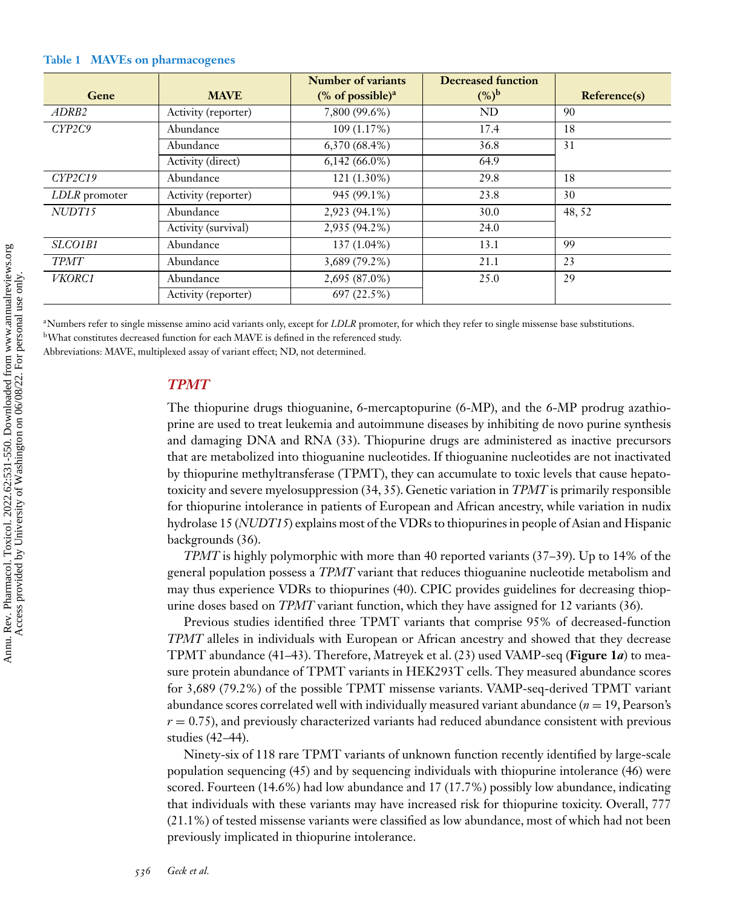**Table 1 MAVEs on pharmacogenes**

| Gene | MAVE | Number of variants (% of possible)[a] | Decreased function (%)[b] | Reference(s) |
|---|---|---|---|---|
| *ADRB2* | Activity (reporter) | 7,800 (99.6%) | ND | 90 |
| *CYP2C9* | Abundance | 109 (1.17%) | 17.4 | 18 |
| | Abundance | 6,370 (68.4%) | 36.8 | 31 |
| | Activity (direct) | 6,142 (66.0%) | 64.9 | |
| *CYP2C19* | Abundance | 121 (1.30%) | 29.8 | 18 |
| *LDLR* promoter | Activity (reporter) | 945 (99.1%) | 23.8 | 30 |
| *NUDT15* | Abundance | 2,923 (94.1%) | 30.0 | 48, 52 |
| | Activity (survival) | 2,935 (94.2%) | 24.0 | |
| *SLCO1B1* | Abundance | 137 (1.04%) | 13.1 | 99 |
| *TPMT* | Abundance | 3,689 (79.2%) | 21.1 | 23 |
| *VKORC1* | Abundance | 2,695 (87.0%) | 25.0 | 29 |
| | Activity (reporter) | 697 (22.5%) | | |

[a]Numbers refer to single missense amino acid variants only, except for *LDLR* promoter, for which they refer to single missense base substitutions.
[b]What constitutes decreased function for each MAVE is defined in the referenced study.
Abbreviations: MAVE, multiplexed assay of variant effect; ND, not determined.

## *TPMT*

The thiopurine drugs thioguanine, 6-mercaptopurine (6-MP), and the 6-MP prodrug azathioprine are used to treat leukemia and autoimmune diseases by inhibiting de novo purine synthesis and damaging DNA and RNA (33). Thiopurine drugs are administered as inactive precursors that are metabolized into thioguanine nucleotides. If thioguanine nucleotides are not inactivated by thiopurine methyltransferase (TPMT), they can accumulate to toxic levels that cause hepatotoxicity and severe myelosuppression (34, 35). Genetic variation in *TPMT* is primarily responsible for thiopurine intolerance in patients of European and African ancestry, while variation in nudix hydrolase 15 (*NUDT15*) explains most of the VDRs to thiopurines in people of Asian and Hispanic backgrounds (36).

*TPMT* is highly polymorphic with more than 40 reported variants (37–39). Up to 14% of the general population possess a *TPMT* variant that reduces thioguanine nucleotide metabolism and may thus experience VDRs to thiopurines (40). CPIC provides guidelines for decreasing thiopurine doses based on *TPMT* variant function, which they have assigned for 12 variants (36).

Previous studies identified three TPMT variants that comprise 95% of decreased-function *TPMT* alleles in individuals with European or African ancestry and showed that they decrease TPMT abundance (41–43). Therefore, Matreyek et al. (23) used VAMP-seq (**Figure 1*a***) to measure protein abundance of TPMT variants in HEK293T cells. They measured abundance scores for 3,689 (79.2%) of the possible TPMT missense variants. VAMP-seq-derived TPMT variant abundance scores correlated well with individually measured variant abundance ($n = 19$, Pearson's $r = 0.75$), and previously characterized variants had reduced abundance consistent with previous studies (42–44).

Ninety-six of 118 rare TPMT variants of unknown function recently identified by large-scale population sequencing (45) and by sequencing individuals with thiopurine intolerance (46) were scored. Fourteen (14.6%) had low abundance and 17 (17.7%) possibly low abundance, indicating that individuals with these variants may have increased risk for thiopurine toxicity. Overall, 777 (21.1%) of tested missense variants were classified as low abundance, most of which had not been previously implicated in thiopurine intolerance.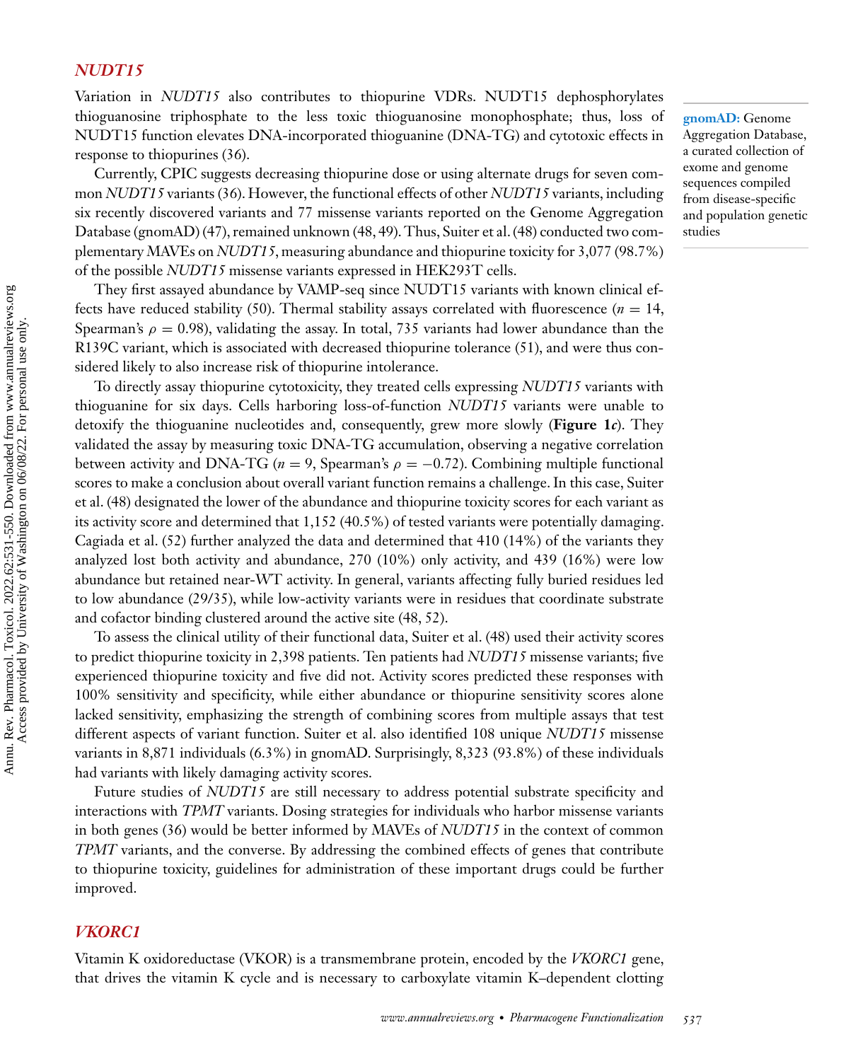## *NUDT15*

Variation in *NUDT15* also contributes to thiopurine VDRs. NUDT15 dephosphorylates thioguanosine triphosphate to the less toxic thioguanosine monophosphate; thus, loss of NUDT15 function elevates DNA-incorporated thioguanine (DNA-TG) and cytotoxic effects in response to thiopurines (36).

Currently, CPIC suggests decreasing thiopurine dose or using alternate drugs for seven common *NUDT15* variants (36). However, the functional effects of other *NUDT15* variants, including six recently discovered variants and 77 missense variants reported on the Genome Aggregation Database (gnomAD) (47), remained unknown (48, 49). Thus, Suiter et al. (48) conducted two complementary MAVEs on *NUDT15*, measuring abundance and thiopurine toxicity for 3,077 (98.7%) of the possible *NUDT15* missense variants expressed in HEK293T cells.

**gnomAD:** Genome Aggregation Database, a curated collection of exome and genome sequences compiled from disease-specific and population genetic studies

They first assayed abundance by VAMP-seq since NUDT15 variants with known clinical effects have reduced stability (50). Thermal stability assays correlated with fluorescence ($n = 14$, Spearman's $\rho = 0.98$), validating the assay. In total, 735 variants had lower abundance than the R139C variant, which is associated with decreased thiopurine tolerance (51), and were thus considered likely to also increase risk of thiopurine intolerance.

To directly assay thiopurine cytotoxicity, they treated cells expressing *NUDT15* variants with thioguanine for six days. Cells harboring loss-of-function *NUDT15* variants were unable to detoxify the thioguanine nucleotides and, consequently, grew more slowly (**Figure 1*c***). They validated the assay by measuring toxic DNA-TG accumulation, observing a negative correlation between activity and DNA-TG ($n = 9$, Spearman's $\rho = -0.72$). Combining multiple functional scores to make a conclusion about overall variant function remains a challenge. In this case, Suiter et al. (48) designated the lower of the abundance and thiopurine toxicity scores for each variant as its activity score and determined that 1,152 (40.5%) of tested variants were potentially damaging. Cagiada et al. (52) further analyzed the data and determined that 410 (14%) of the variants they analyzed lost both activity and abundance, 270 (10%) only activity, and 439 (16%) were low abundance but retained near-WT activity. In general, variants affecting fully buried residues led to low abundance (29/35), while low-activity variants were in residues that coordinate substrate and cofactor binding clustered around the active site (48, 52).

To assess the clinical utility of their functional data, Suiter et al. (48) used their activity scores to predict thiopurine toxicity in 2,398 patients. Ten patients had *NUDT15* missense variants; five experienced thiopurine toxicity and five did not. Activity scores predicted these responses with 100% sensitivity and specificity, while either abundance or thiopurine sensitivity scores alone lacked sensitivity, emphasizing the strength of combining scores from multiple assays that test different aspects of variant function. Suiter et al. also identified 108 unique *NUDT15* missense variants in 8,871 individuals (6.3%) in gnomAD. Surprisingly, 8,323 (93.8%) of these individuals had variants with likely damaging activity scores.

Future studies of *NUDT15* are still necessary to address potential substrate specificity and interactions with *TPMT* variants. Dosing strategies for individuals who harbor missense variants in both genes (36) would be better informed by MAVEs of *NUDT15* in the context of common *TPMT* variants, and the converse. By addressing the combined effects of genes that contribute to thiopurine toxicity, guidelines for administration of these important drugs could be further improved.

## *VKORC1*

Vitamin K oxidoreductase (VKOR) is a transmembrane protein, encoded by the *VKORC1* gene, that drives the vitamin K cycle and is necessary to carboxylate vitamin K–dependent clotting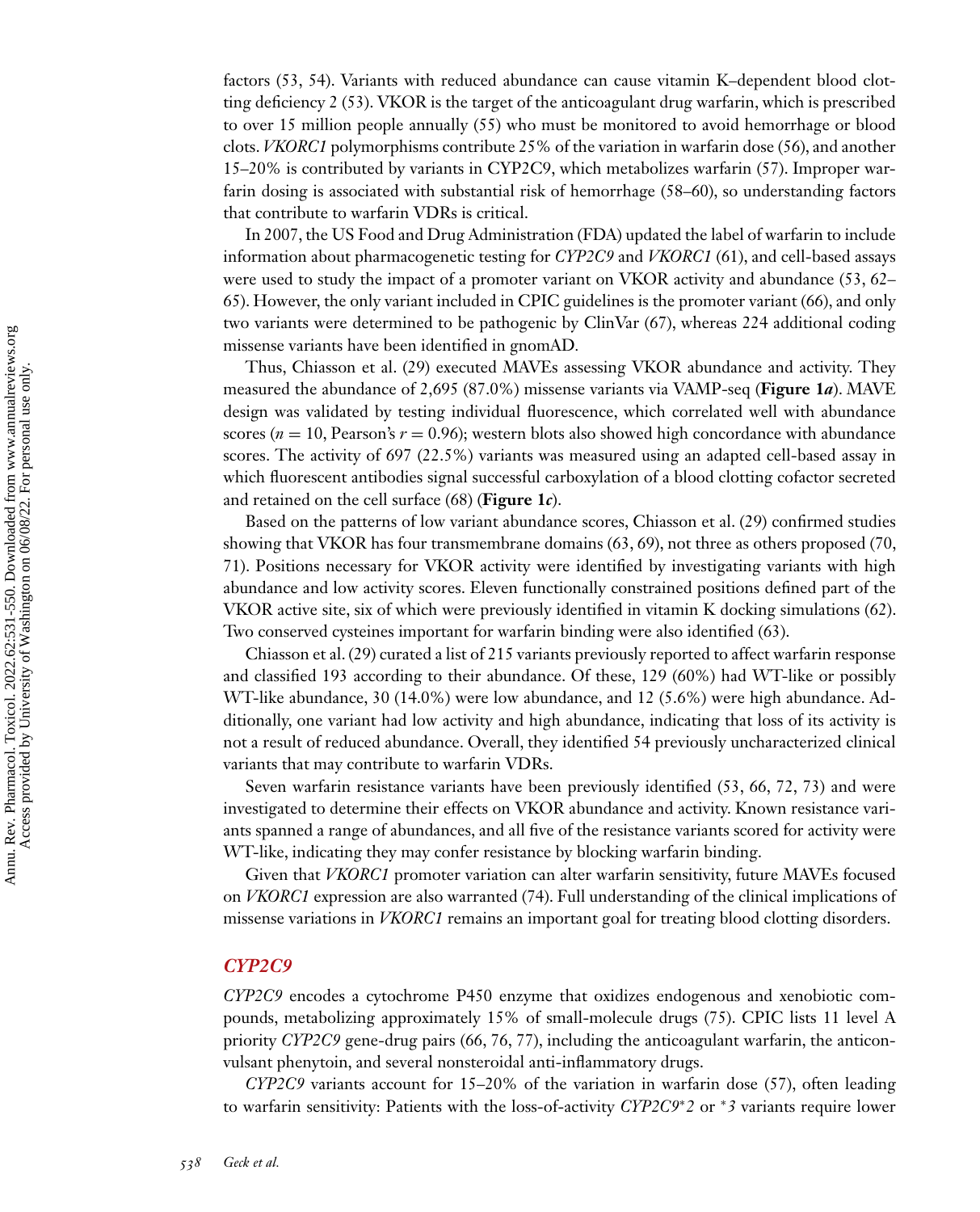factors (53, 54). Variants with reduced abundance can cause vitamin K–dependent blood clotting deficiency 2 (53). VKOR is the target of the anticoagulant drug warfarin, which is prescribed to over 15 million people annually (55) who must be monitored to avoid hemorrhage or blood clots. *VKORC1* polymorphisms contribute 25% of the variation in warfarin dose (56), and another 15–20% is contributed by variants in CYP2C9, which metabolizes warfarin (57). Improper warfarin dosing is associated with substantial risk of hemorrhage (58–60), so understanding factors that contribute to warfarin VDRs is critical.

In 2007, the US Food and Drug Administration (FDA) updated the label of warfarin to include information about pharmacogenetic testing for *CYP2C9* and *VKORC1* (61), and cell-based assays were used to study the impact of a promoter variant on VKOR activity and abundance (53, 62–65). However, the only variant included in CPIC guidelines is the promoter variant (66), and only two variants were determined to be pathogenic by ClinVar (67), whereas 224 additional coding missense variants have been identified in gnomAD.

Thus, Chiasson et al. (29) executed MAVEs assessing VKOR abundance and activity. They measured the abundance of 2,695 (87.0%) missense variants via VAMP-seq (**Figure 1*a***). MAVE design was validated by testing individual fluorescence, which correlated well with abundance scores ($n = 10$, Pearson's $r = 0.96$); western blots also showed high concordance with abundance scores. The activity of 697 (22.5%) variants was measured using an adapted cell-based assay in which fluorescent antibodies signal successful carboxylation of a blood clotting cofactor secreted and retained on the cell surface (68) (**Figure 1*c***).

Based on the patterns of low variant abundance scores, Chiasson et al. (29) confirmed studies showing that VKOR has four transmembrane domains (63, 69), not three as others proposed (70, 71). Positions necessary for VKOR activity were identified by investigating variants with high abundance and low activity scores. Eleven functionally constrained positions defined part of the VKOR active site, six of which were previously identified in vitamin K docking simulations (62). Two conserved cysteines important for warfarin binding were also identified (63).

Chiasson et al. (29) curated a list of 215 variants previously reported to affect warfarin response and classified 193 according to their abundance. Of these, 129 (60%) had WT-like or possibly WT-like abundance, 30 (14.0%) were low abundance, and 12 (5.6%) were high abundance. Additionally, one variant had low activity and high abundance, indicating that loss of its activity is not a result of reduced abundance. Overall, they identified 54 previously uncharacterized clinical variants that may contribute to warfarin VDRs.

Seven warfarin resistance variants have been previously identified (53, 66, 72, 73) and were investigated to determine their effects on VKOR abundance and activity. Known resistance variants spanned a range of abundances, and all five of the resistance variants scored for activity were WT-like, indicating they may confer resistance by blocking warfarin binding.

Given that *VKORC1* promoter variation can alter warfarin sensitivity, future MAVEs focused on *VKORC1* expression are also warranted (74). Full understanding of the clinical implications of missense variations in *VKORC1* remains an important goal for treating blood clotting disorders.

## *CYP2C9*

*CYP2C9* encodes a cytochrome P450 enzyme that oxidizes endogenous and xenobiotic compounds, metabolizing approximately 15% of small-molecule drugs (75). CPIC lists 11 level A priority *CYP2C9* gene-drug pairs (66, 76, 77), including the anticoagulant warfarin, the anticonvulsant phenytoin, and several nonsteroidal anti-inflammatory drugs.

*CYP2C9* variants account for 15–20% of the variation in warfarin dose (57), often leading to warfarin sensitivity: Patients with the loss-of-activity *CYP2C9\*2* or *\*3* variants require lower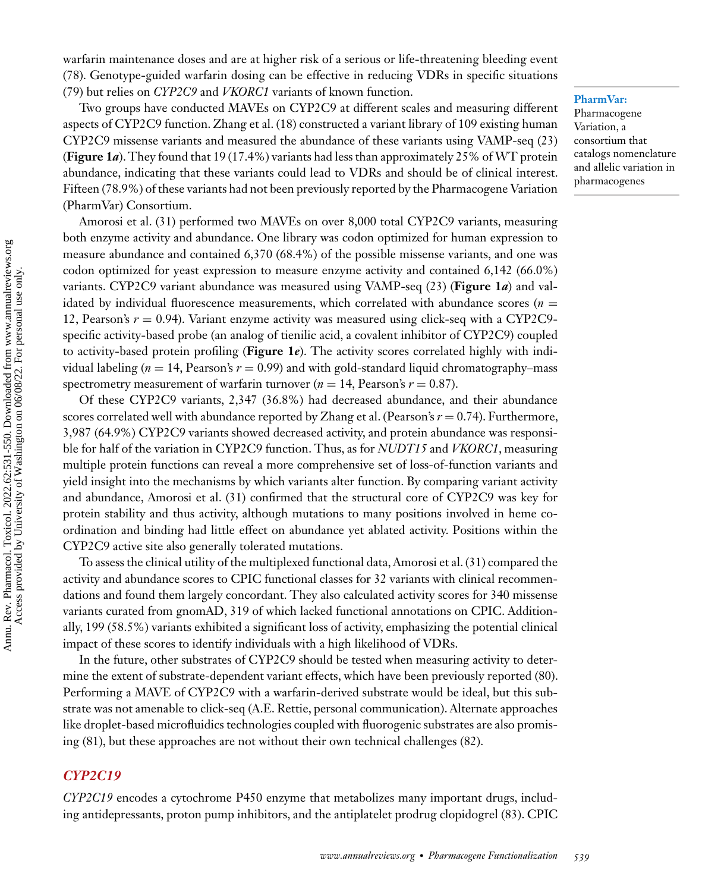warfarin maintenance doses and are at higher risk of a serious or life-threatening bleeding event (78). Genotype-guided warfarin dosing can be effective in reducing VDRs in specific situations (79) but relies on *CYP2C9* and *VKORC1* variants of known function.

**PharmVar:** Pharmacogene Variation, a consortium that catalogs nomenclature and allelic variation in pharmacogenes

Two groups have conducted MAVEs on CYP2C9 at different scales and measuring different aspects of CYP2C9 function. Zhang et al. (18) constructed a variant library of 109 existing human CYP2C9 missense variants and measured the abundance of these variants using VAMP-seq (23) (**Figure 1*a***). They found that 19 (17.4%) variants had less than approximately 25% of WT protein abundance, indicating that these variants could lead to VDRs and should be of clinical interest. Fifteen (78.9%) of these variants had not been previously reported by the Pharmacogene Variation (PharmVar) Consortium.

Amorosi et al. (31) performed two MAVEs on over 8,000 total CYP2C9 variants, measuring both enzyme activity and abundance. One library was codon optimized for human expression to measure abundance and contained 6,370 (68.4%) of the possible missense variants, and one was codon optimized for yeast expression to measure enzyme activity and contained 6,142 (66.0%) variants. CYP2C9 variant abundance was measured using VAMP-seq (23) (**Figure 1*a***) and validated by individual fluorescence measurements, which correlated with abundance scores ($n = 12$, Pearson's $r = 0.94$). Variant enzyme activity was measured using click-seq with a CYP2C9-specific activity-based probe (an analog of tienilic acid, a covalent inhibitor of CYP2C9) coupled to activity-based protein profiling (**Figure 1*e***). The activity scores correlated highly with individual labeling ($n = 14$, Pearson's $r = 0.99$) and with gold-standard liquid chromatography–mass spectrometry measurement of warfarin turnover ($n = 14$, Pearson's $r = 0.87$).

Of these CYP2C9 variants, 2,347 (36.8%) had decreased abundance, and their abundance scores correlated well with abundance reported by Zhang et al. (Pearson's $r = 0.74$). Furthermore, 3,987 (64.9%) CYP2C9 variants showed decreased activity, and protein abundance was responsible for half of the variation in CYP2C9 function. Thus, as for *NUDT15* and *VKORC1*, measuring multiple protein functions can reveal a more comprehensive set of loss-of-function variants and yield insight into the mechanisms by which variants alter function. By comparing variant activity and abundance, Amorosi et al. (31) confirmed that the structural core of CYP2C9 was key for protein stability and thus activity, although mutations to many positions involved in heme coordination and binding had little effect on abundance yet ablated activity. Positions within the CYP2C9 active site also generally tolerated mutations.

To assess the clinical utility of the multiplexed functional data, Amorosi et al. (31) compared the activity and abundance scores to CPIC functional classes for 32 variants with clinical recommendations and found them largely concordant. They also calculated activity scores for 340 missense variants curated from gnomAD, 319 of which lacked functional annotations on CPIC. Additionally, 199 (58.5%) variants exhibited a significant loss of activity, emphasizing the potential clinical impact of these scores to identify individuals with a high likelihood of VDRs.

In the future, other substrates of CYP2C9 should be tested when measuring activity to determine the extent of substrate-dependent variant effects, which have been previously reported (80). Performing a MAVE of CYP2C9 with a warfarin-derived substrate would be ideal, but this substrate was not amenable to click-seq (A.E. Rettie, personal communication). Alternate approaches like droplet-based microfluidics technologies coupled with fluorogenic substrates are also promising (81), but these approaches are not without their own technical challenges (82).

## *CYP2C19*

*CYP2C19* encodes a cytochrome P450 enzyme that metabolizes many important drugs, including antidepressants, proton pump inhibitors, and the antiplatelet prodrug clopidogrel (83). CPIC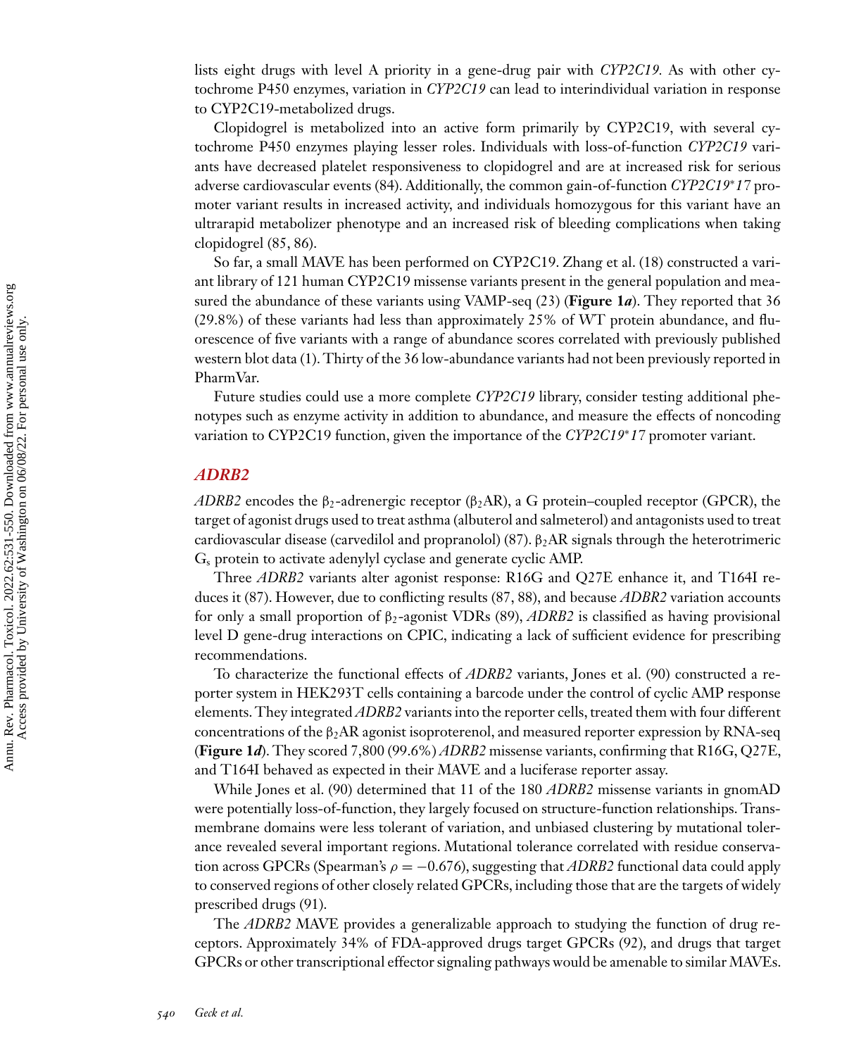lists eight drugs with level A priority in a gene-drug pair with *CYP2C19*. As with other cytochrome P450 enzymes, variation in *CYP2C19* can lead to interindividual variation in response to CYP2C19-metabolized drugs.

Clopidogrel is metabolized into an active form primarily by CYP2C19, with several cytochrome P450 enzymes playing lesser roles. Individuals with loss-of-function *CYP2C19* variants have decreased platelet responsiveness to clopidogrel and are at increased risk for serious adverse cardiovascular events (84). Additionally, the common gain-of-function *CYP2C19*\*17* promoter variant results in increased activity, and individuals homozygous for this variant have an ultrarapid metabolizer phenotype and an increased risk of bleeding complications when taking clopidogrel (85, 86).

So far, a small MAVE has been performed on CYP2C19. Zhang et al. (18) constructed a variant library of 121 human CYP2C19 missense variants present in the general population and measured the abundance of these variants using VAMP-seq (23) (**Figure 1*a***). They reported that 36 (29.8%) of these variants had less than approximately 25% of WT protein abundance, and fluorescence of five variants with a range of abundance scores correlated with previously published western blot data (1). Thirty of the 36 low-abundance variants had not been previously reported in PharmVar.

Future studies could use a more complete *CYP2C19* library, consider testing additional phenotypes such as enzyme activity in addition to abundance, and measure the effects of noncoding variation to CYP2C19 function, given the importance of the *CYP2C19*\*17* promoter variant.

## *ADRB2*

*ADRB2* encodes the $\beta_2$-adrenergic receptor ($\beta_2$AR), a G protein–coupled receptor (GPCR), the target of agonist drugs used to treat asthma (albuterol and salmeterol) and antagonists used to treat cardiovascular disease (carvedilol and propranolol) (87). $\beta_2$AR signals through the heterotrimeric $G_s$ protein to activate adenylyl cyclase and generate cyclic AMP.

Three *ADRB2* variants alter agonist response: R16G and Q27E enhance it, and T164I reduces it (87). However, due to conflicting results (87, 88), and because *ADBR2* variation accounts for only a small proportion of $\beta_2$-agonist VDRs (89), *ADRB2* is classified as having provisional level D gene-drug interactions on CPIC, indicating a lack of sufficient evidence for prescribing recommendations.

To characterize the functional effects of *ADRB2* variants, Jones et al. (90) constructed a reporter system in HEK293T cells containing a barcode under the control of cyclic AMP response elements. They integrated *ADRB2* variants into the reporter cells, treated them with four different concentrations of the $\beta_2$AR agonist isoproterenol, and measured reporter expression by RNA-seq (**Figure 1*d***). They scored 7,800 (99.6%) *ADRB2* missense variants, confirming that R16G, Q27E, and T164I behaved as expected in their MAVE and a luciferase reporter assay.

While Jones et al. (90) determined that 11 of the 180 *ADRB2* missense variants in gnomAD were potentially loss-of-function, they largely focused on structure-function relationships. Transmembrane domains were less tolerant of variation, and unbiased clustering by mutational tolerance revealed several important regions. Mutational tolerance correlated with residue conservation across GPCRs (Spearman's $\rho = -0.676$), suggesting that *ADRB2* functional data could apply to conserved regions of other closely related GPCRs, including those that are the targets of widely prescribed drugs (91).

The *ADRB2* MAVE provides a generalizable approach to studying the function of drug receptors. Approximately 34% of FDA-approved drugs target GPCRs (92), and drugs that target GPCRs or other transcriptional effector signaling pathways would be amenable to similar MAVEs.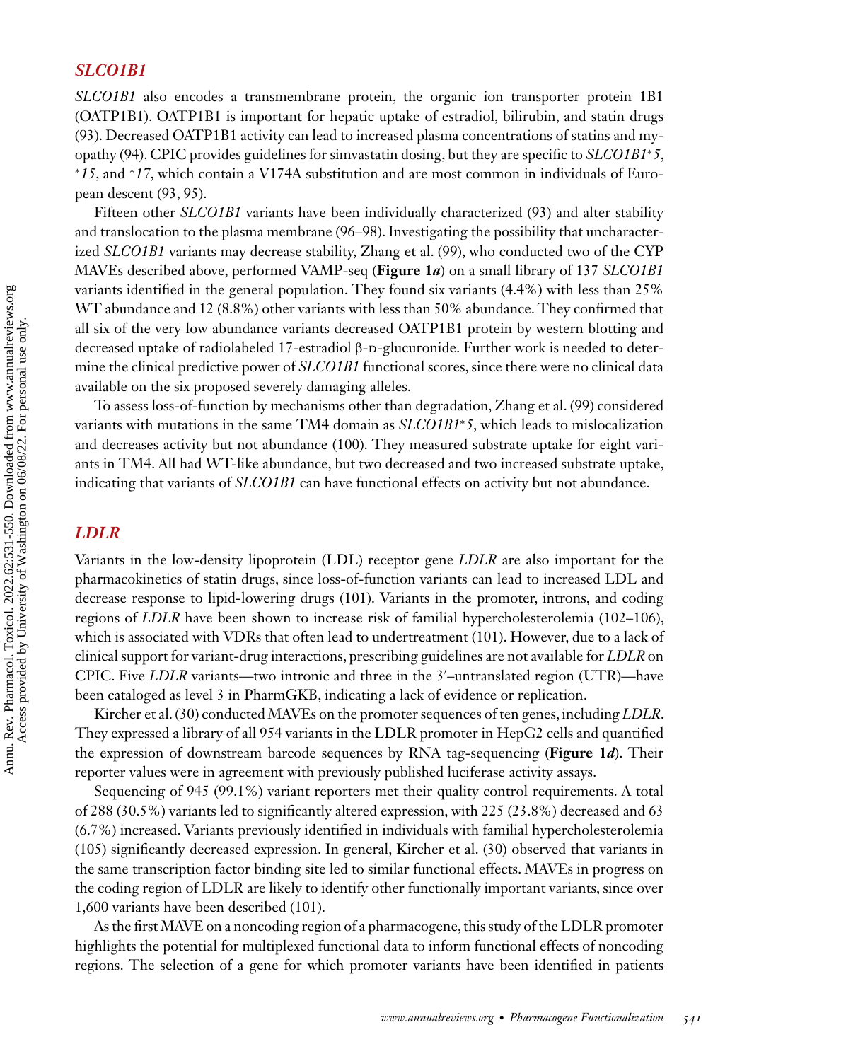## *SLCO1B1*

*SLCO1B1* also encodes a transmembrane protein, the organic ion transporter protein 1B1 (OATP1B1). OATP1B1 is important for hepatic uptake of estradiol, bilirubin, and statin drugs (93). Decreased OATP1B1 activity can lead to increased plasma concentrations of statins and myopathy (94). CPIC provides guidelines for simvastatin dosing, but they are specific to *SLCO1B1\*5*, *\*15*, and *\*17*, which contain a V174A substitution and are most common in individuals of European descent (93, 95).

Fifteen other *SLCO1B1* variants have been individually characterized (93) and alter stability and translocation to the plasma membrane (96–98). Investigating the possibility that uncharacterized *SLCO1B1* variants may decrease stability, Zhang et al. (99), who conducted two of the CYP MAVEs described above, performed VAMP-seq (**Figure 1*a***) on a small library of 137 *SLCO1B1* variants identified in the general population. They found six variants (4.4%) with less than 25% WT abundance and 12 (8.8%) other variants with less than 50% abundance. They confirmed that all six of the very low abundance variants decreased OATP1B1 protein by western blotting and decreased uptake of radiolabeled 17-estradiol β-D-glucuronide. Further work is needed to determine the clinical predictive power of *SLCO1B1* functional scores, since there were no clinical data available on the six proposed severely damaging alleles.

To assess loss-of-function by mechanisms other than degradation, Zhang et al. (99) considered variants with mutations in the same TM4 domain as *SLCO1B1\*5*, which leads to mislocalization and decreases activity but not abundance (100). They measured substrate uptake for eight variants in TM4. All had WT-like abundance, but two decreased and two increased substrate uptake, indicating that variants of *SLCO1B1* can have functional effects on activity but not abundance.

## *LDLR*

Variants in the low-density lipoprotein (LDL) receptor gene *LDLR* are also important for the pharmacokinetics of statin drugs, since loss-of-function variants can lead to increased LDL and decrease response to lipid-lowering drugs (101). Variants in the promoter, introns, and coding regions of *LDLR* have been shown to increase risk of familial hypercholesterolemia (102–106), which is associated with VDRs that often lead to undertreatment (101). However, due to a lack of clinical support for variant-drug interactions, prescribing guidelines are not available for *LDLR* on CPIC. Five *LDLR* variants—two intronic and three in the 3′–untranslated region (UTR)—have been cataloged as level 3 in PharmGKB, indicating a lack of evidence or replication.

Kircher et al. (30) conducted MAVEs on the promoter sequences of ten genes, including *LDLR*. They expressed a library of all 954 variants in the LDLR promoter in HepG2 cells and quantified the expression of downstream barcode sequences by RNA tag-sequencing (**Figure 1*d***). Their reporter values were in agreement with previously published luciferase activity assays.

Sequencing of 945 (99.1%) variant reporters met their quality control requirements. A total of 288 (30.5%) variants led to significantly altered expression, with 225 (23.8%) decreased and 63 (6.7%) increased. Variants previously identified in individuals with familial hypercholesterolemia (105) significantly decreased expression. In general, Kircher et al. (30) observed that variants in the same transcription factor binding site led to similar functional effects. MAVEs in progress on the coding region of LDLR are likely to identify other functionally important variants, since over 1,600 variants have been described (101).

As the first MAVE on a noncoding region of a pharmacogene, this study of the LDLR promoter highlights the potential for multiplexed functional data to inform functional effects of noncoding regions. The selection of a gene for which promoter variants have been identified in patients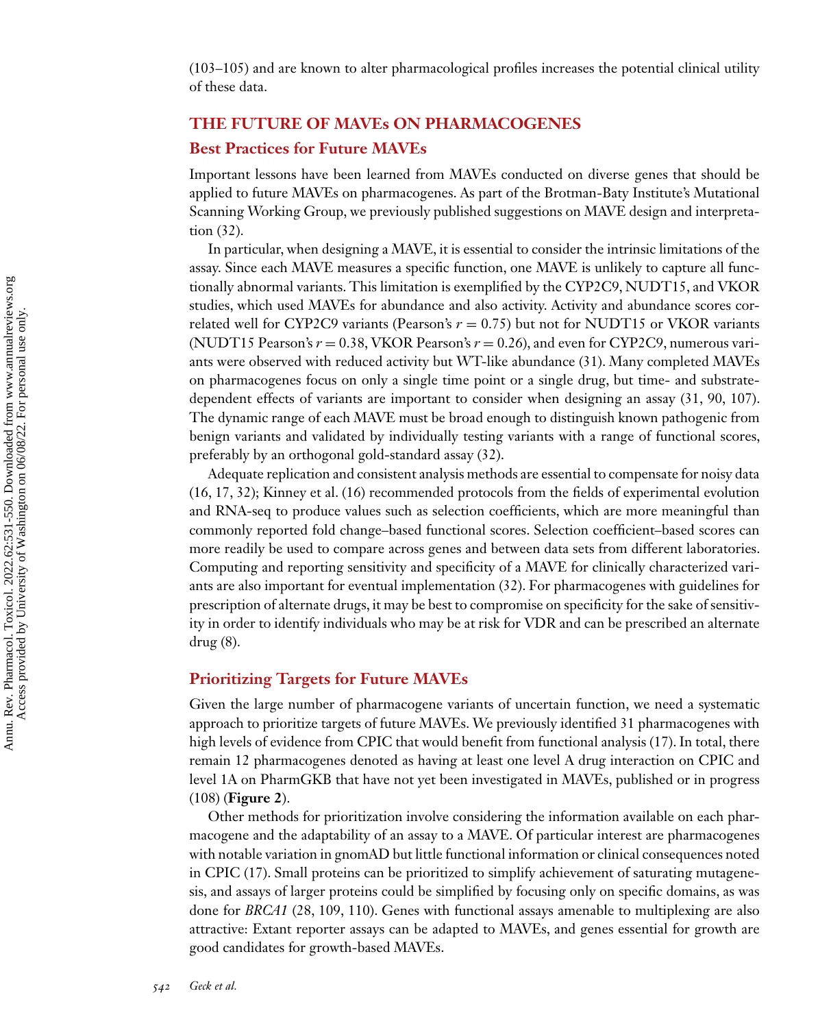(103–105) and are known to alter pharmacological profiles increases the potential clinical utility of these data.

## THE FUTURE OF MAVEs ON PHARMACOGENES

### Best Practices for Future MAVEs

Important lessons have been learned from MAVEs conducted on diverse genes that should be applied to future MAVEs on pharmacogenes. As part of the Brotman-Baty Institute's Mutational Scanning Working Group, we previously published suggestions on MAVE design and interpretation (32).

In particular, when designing a MAVE, it is essential to consider the intrinsic limitations of the assay. Since each MAVE measures a specific function, one MAVE is unlikely to capture all functionally abnormal variants. This limitation is exemplified by the CYP2C9, NUDT15, and VKOR studies, which used MAVEs for abundance and also activity. Activity and abundance scores correlated well for CYP2C9 variants (Pearson's $r = 0.75$) but not for NUDT15 or VKOR variants (NUDT15 Pearson's $r = 0.38$, VKOR Pearson's $r = 0.26$), and even for CYP2C9, numerous variants were observed with reduced activity but WT-like abundance (31). Many completed MAVEs on pharmacogenes focus on only a single time point or a single drug, but time- and substrate-dependent effects of variants are important to consider when designing an assay (31, 90, 107). The dynamic range of each MAVE must be broad enough to distinguish known pathogenic from benign variants and validated by individually testing variants with a range of functional scores, preferably by an orthogonal gold-standard assay (32).

Adequate replication and consistent analysis methods are essential to compensate for noisy data (16, 17, 32); Kinney et al. (16) recommended protocols from the fields of experimental evolution and RNA-seq to produce values such as selection coefficients, which are more meaningful than commonly reported fold change–based functional scores. Selection coefficient–based scores can more readily be used to compare across genes and between data sets from different laboratories. Computing and reporting sensitivity and specificity of a MAVE for clinically characterized variants are also important for eventual implementation (32). For pharmacogenes with guidelines for prescription of alternate drugs, it may be best to compromise on specificity for the sake of sensitivity in order to identify individuals who may be at risk for VDR and can be prescribed an alternate drug (8).

### Prioritizing Targets for Future MAVEs

Given the large number of pharmacogene variants of uncertain function, we need a systematic approach to prioritize targets of future MAVEs. We previously identified 31 pharmacogenes with high levels of evidence from CPIC that would benefit from functional analysis (17). In total, there remain 12 pharmacogenes denoted as having at least one level A drug interaction on CPIC and level 1A on PharmGKB that have not yet been investigated in MAVEs, published or in progress (108) (**Figure 2**).

Other methods for prioritization involve considering the information available on each pharmacogene and the adaptability of an assay to a MAVE. Of particular interest are pharmacogenes with notable variation in gnomAD but little functional information or clinical consequences noted in CPIC (17). Small proteins can be prioritized to simplify achievement of saturating mutagenesis, and assays of larger proteins could be simplified by focusing only on specific domains, as was done for *BRCA1* (28, 109, 110). Genes with functional assays amenable to multiplexing are also attractive: Extant reporter assays can be adapted to MAVEs, and genes essential for growth are good candidates for growth-based MAVEs.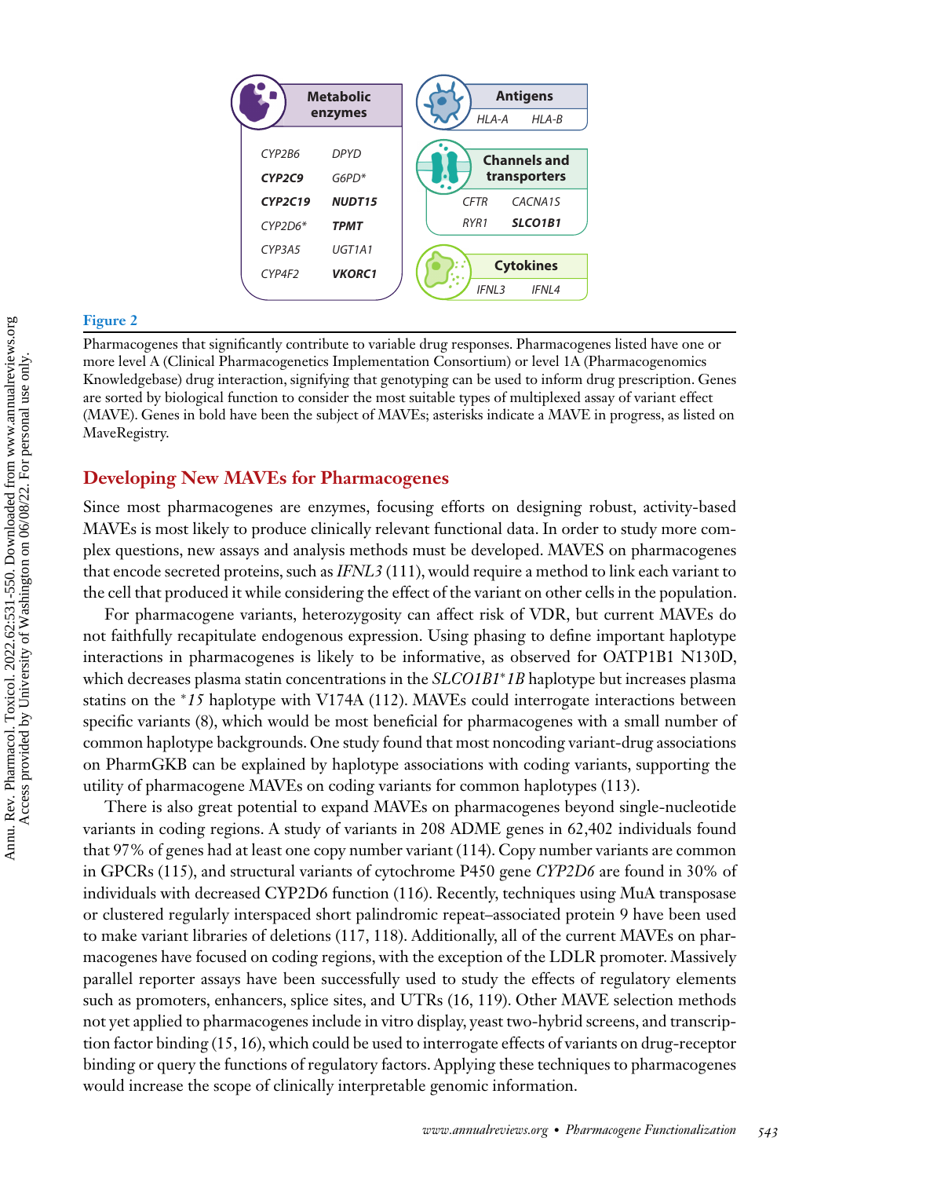**Metabolic enzymes**

| | |
|---|---|
| *CYP2B6* | *DPYD* |
| ***CYP2C9*** | *G6PD\** |
| ***CYP2C19*** | ***NUDT15*** |
| *CYP2D6\** | ***TPMT*** |
| *CYP3A5* | *UGT1A1* |
| *CYP4F2* | ***VKORC1*** |

**Antigens**

*HLA-A* *HLA-B*

**Channels and transporters**

*CFTR* *CACNA1S*
*RYR1* ***SLCO1B1***

**Cytokines**

*IFNL3* *IFNL4*

**Figure 2**

Pharmacogenes that significantly contribute to variable drug responses. Pharmacogenes listed have one or more level A (Clinical Pharmacogenetics Implementation Consortium) or level 1A (Pharmacogenomics Knowledgebase) drug interaction, signifying that genotyping can be used to inform drug prescription. Genes are sorted by biological function to consider the most suitable types of multiplexed assay of variant effect (MAVE). Genes in bold have been the subject of MAVEs; asterisks indicate a MAVE in progress, as listed on MaveRegistry.

## Developing New MAVEs for Pharmacogenes

Since most pharmacogenes are enzymes, focusing efforts on designing robust, activity-based MAVEs is most likely to produce clinically relevant functional data. In order to study more complex questions, new assays and analysis methods must be developed. MAVES on pharmacogenes that encode secreted proteins, such as *IFNL3* (111), would require a method to link each variant to the cell that produced it while considering the effect of the variant on other cells in the population.

For pharmacogene variants, heterozygosity can affect risk of VDR, but current MAVEs do not faithfully recapitulate endogenous expression. Using phasing to define important haplotype interactions in pharmacogenes is likely to be informative, as observed for OATP1B1 N130D, which decreases plasma statin concentrations in the *SLCO1B1\*1B* haplotype but increases plasma statins on the *\*15* haplotype with V174A (112). MAVEs could interrogate interactions between specific variants (8), which would be most beneficial for pharmacogenes with a small number of common haplotype backgrounds. One study found that most noncoding variant-drug associations on PharmGKB can be explained by haplotype associations with coding variants, supporting the utility of pharmacogene MAVEs on coding variants for common haplotypes (113).

There is also great potential to expand MAVEs on pharmacogenes beyond single-nucleotide variants in coding regions. A study of variants in 208 ADME genes in 62,402 individuals found that 97% of genes had at least one copy number variant (114). Copy number variants are common in GPCRs (115), and structural variants of cytochrome P450 gene *CYP2D6* are found in 30% of individuals with decreased CYP2D6 function (116). Recently, techniques using MuA transposase or clustered regularly interspaced short palindromic repeat–associated protein 9 have been used to make variant libraries of deletions (117, 118). Additionally, all of the current MAVEs on pharmacogenes have focused on coding regions, with the exception of the LDLR promoter. Massively parallel reporter assays have been successfully used to study the effects of regulatory elements such as promoters, enhancers, splice sites, and UTRs (16, 119). Other MAVE selection methods not yet applied to pharmacogenes include in vitro display, yeast two-hybrid screens, and transcription factor binding (15, 16), which could be used to interrogate effects of variants on drug-receptor binding or query the functions of regulatory factors. Applying these techniques to pharmacogenes would increase the scope of clinically interpretable genomic information.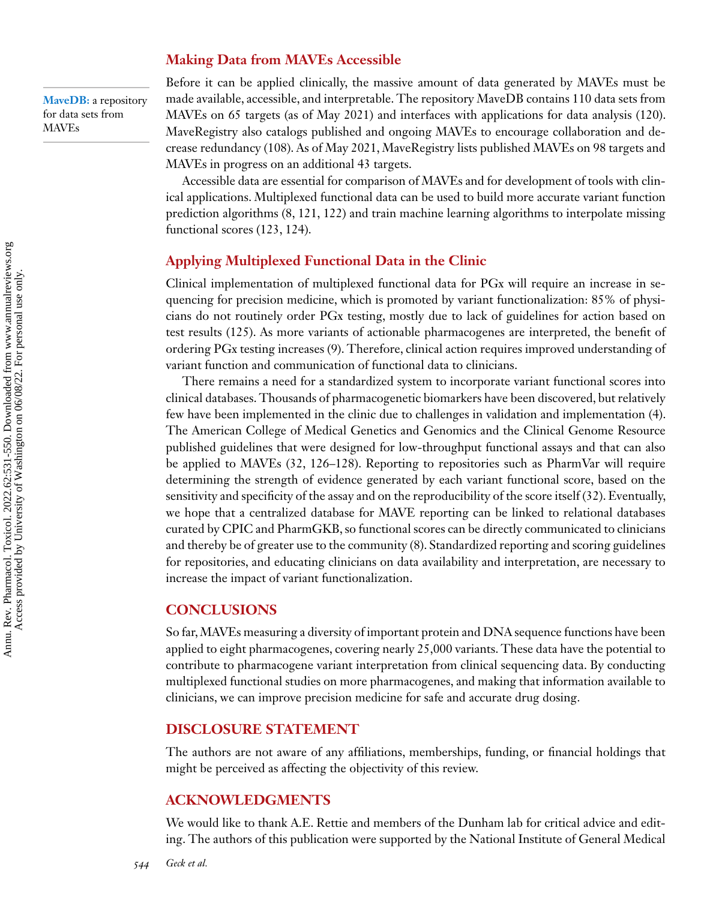## Making Data from MAVEs Accessible

**MaveDB:** a repository for data sets from MAVEs

Before it can be applied clinically, the massive amount of data generated by MAVEs must be made available, accessible, and interpretable. The repository MaveDB contains 110 data sets from MAVEs on 65 targets (as of May 2021) and interfaces with applications for data analysis (120). MaveRegistry also catalogs published and ongoing MAVEs to encourage collaboration and decrease redundancy (108). As of May 2021, MaveRegistry lists published MAVEs on 98 targets and MAVEs in progress on an additional 43 targets.

Accessible data are essential for comparison of MAVEs and for development of tools with clinical applications. Multiplexed functional data can be used to build more accurate variant function prediction algorithms (8, 121, 122) and train machine learning algorithms to interpolate missing functional scores (123, 124).

## Applying Multiplexed Functional Data in the Clinic

Clinical implementation of multiplexed functional data for PGx will require an increase in sequencing for precision medicine, which is promoted by variant functionalization: 85% of physicians do not routinely order PGx testing, mostly due to lack of guidelines for action based on test results (125). As more variants of actionable pharmacogenes are interpreted, the benefit of ordering PGx testing increases (9). Therefore, clinical action requires improved understanding of variant function and communication of functional data to clinicians.

There remains a need for a standardized system to incorporate variant functional scores into clinical databases. Thousands of pharmacogenetic biomarkers have been discovered, but relatively few have been implemented in the clinic due to challenges in validation and implementation (4). The American College of Medical Genetics and Genomics and the Clinical Genome Resource published guidelines that were designed for low-throughput functional assays and that can also be applied to MAVEs (32, 126–128). Reporting to repositories such as PharmVar will require determining the strength of evidence generated by each variant functional score, based on the sensitivity and specificity of the assay and on the reproducibility of the score itself (32). Eventually, we hope that a centralized database for MAVE reporting can be linked to relational databases curated by CPIC and PharmGKB, so functional scores can be directly communicated to clinicians and thereby be of greater use to the community (8). Standardized reporting and scoring guidelines for repositories, and educating clinicians on data availability and interpretation, are necessary to increase the impact of variant functionalization.

# CONCLUSIONS

So far, MAVEs measuring a diversity of important protein and DNA sequence functions have been applied to eight pharmacogenes, covering nearly 25,000 variants. These data have the potential to contribute to pharmacogene variant interpretation from clinical sequencing data. By conducting multiplexed functional studies on more pharmacogenes, and making that information available to clinicians, we can improve precision medicine for safe and accurate drug dosing.

# DISCLOSURE STATEMENT

The authors are not aware of any affiliations, memberships, funding, or financial holdings that might be perceived as affecting the objectivity of this review.

# ACKNOWLEDGMENTS

We would like to thank A.E. Rettie and members of the Dunham lab for critical advice and editing. The authors of this publication were supported by the National Institute of General Medical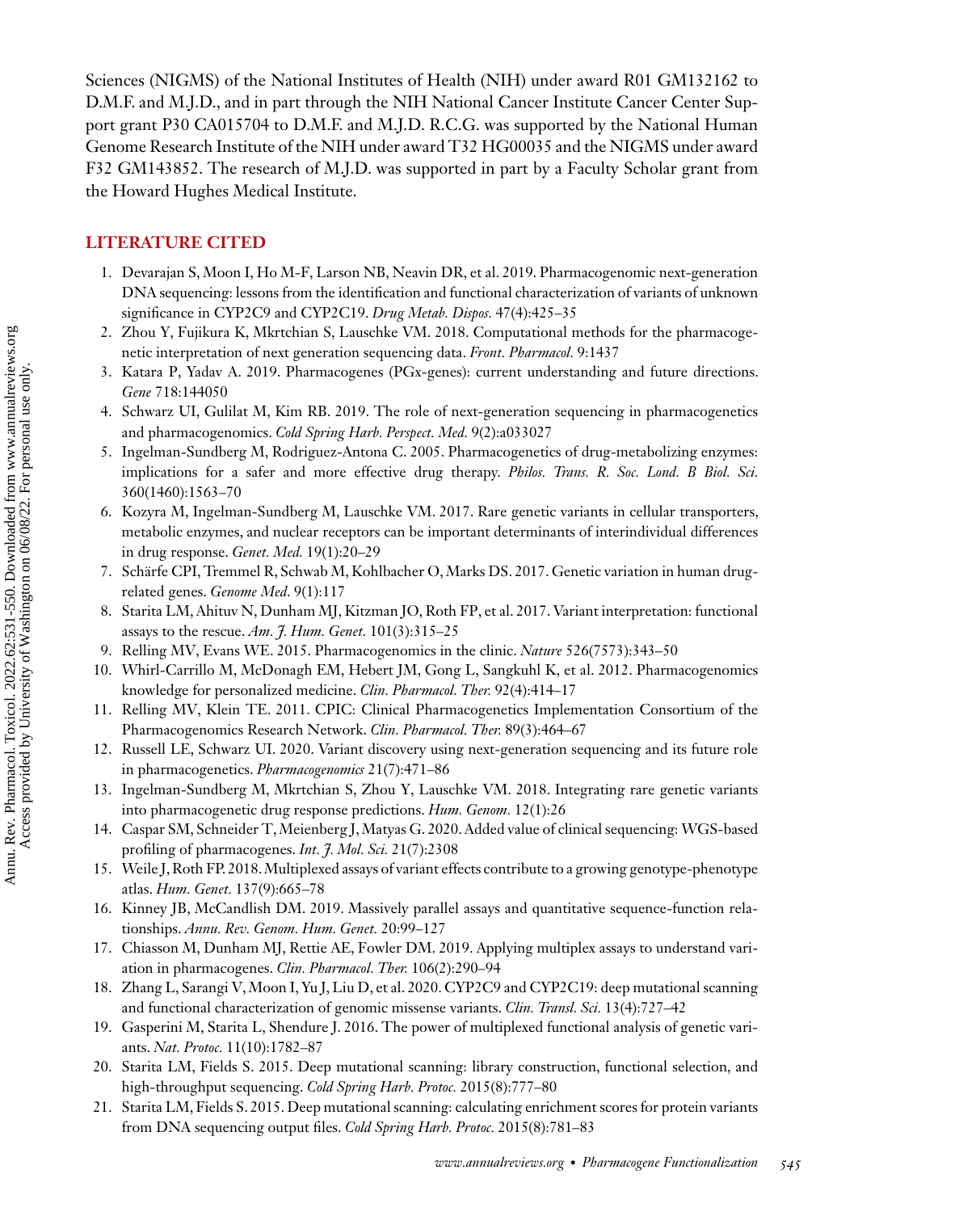Sciences (NIGMS) of the National Institutes of Health (NIH) under award R01 GM132162 to D.M.F. and M.J.D., and in part through the NIH National Cancer Institute Cancer Center Support grant P30 CA015704 to D.M.F. and M.J.D. R.C.G. was supported by the National Human Genome Research Institute of the NIH under award T32 HG00035 and the NIGMS under award F32 GM143852. The research of M.J.D. was supported in part by a Faculty Scholar grant from the Howard Hughes Medical Institute.

## LITERATURE CITED

1. Devarajan S, Moon I, Ho M-F, Larson NB, Neavin DR, et al. 2019. Pharmacogenomic next-generation DNA sequencing: lessons from the identification and functional characterization of variants of unknown significance in CYP2C9 and CYP2C19. *Drug Metab. Dispos.* 47(4):425–35
2. Zhou Y, Fujikura K, Mkrtchian S, Lauschke VM. 2018. Computational methods for the pharmacogenetic interpretation of next generation sequencing data. *Front. Pharmacol.* 9:1437
3. Katara P, Yadav A. 2019. Pharmacogenes (PGx-genes): current understanding and future directions. *Gene* 718:144050
4. Schwarz UI, Gulilat M, Kim RB. 2019. The role of next-generation sequencing in pharmacogenetics and pharmacogenomics. *Cold Spring Harb. Perspect. Med.* 9(2):a033027
5. Ingelman-Sundberg M, Rodriguez-Antona C. 2005. Pharmacogenetics of drug-metabolizing enzymes: implications for a safer and more effective drug therapy. *Philos. Trans. R. Soc. Lond. B Biol. Sci.* 360(1460):1563–70
6. Kozyra M, Ingelman-Sundberg M, Lauschke VM. 2017. Rare genetic variants in cellular transporters, metabolic enzymes, and nuclear receptors can be important determinants of interindividual differences in drug response. *Genet. Med.* 19(1):20–29
7. Schärfe CPI, Tremmel R, Schwab M, Kohlbacher O, Marks DS. 2017. Genetic variation in human drug-related genes. *Genome Med*. 9(1):117
8. Starita LM, Ahituv N, Dunham MJ, Kitzman JO, Roth FP, et al. 2017. Variant interpretation: functional assays to the rescue. *Am. J. Hum. Genet.* 101(3):315–25
9. Relling MV, Evans WE. 2015. Pharmacogenomics in the clinic. *Nature* 526(7573):343–50
10. Whirl-Carrillo M, McDonagh EM, Hebert JM, Gong L, Sangkuhl K, et al. 2012. Pharmacogenomics knowledge for personalized medicine. *Clin. Pharmacol. Ther.* 92(4):414–17
11. Relling MV, Klein TE. 2011. CPIC: Clinical Pharmacogenetics Implementation Consortium of the Pharmacogenomics Research Network. *Clin. Pharmacol. Ther.* 89(3):464–67
12. Russell LE, Schwarz UI. 2020. Variant discovery using next-generation sequencing and its future role in pharmacogenetics. *Pharmacogenomics* 21(7):471–86
13. Ingelman-Sundberg M, Mkrtchian S, Zhou Y, Lauschke VM. 2018. Integrating rare genetic variants into pharmacogenetic drug response predictions. *Hum. Genom.* 12(1):26
14. Caspar SM, Schneider T, Meienberg J, Matyas G. 2020. Added value of clinical sequencing: WGS-based profiling of pharmacogenes. *Int. J. Mol. Sci.* 21(7):2308
15. Weile J, Roth FP. 2018. Multiplexed assays of variant effects contribute to a growing genotype-phenotype atlas. *Hum. Genet.* 137(9):665–78
16. Kinney JB, McCandlish DM. 2019. Massively parallel assays and quantitative sequence-function relationships. *Annu. Rev. Genom. Hum. Genet.* 20:99–127
17. Chiasson M, Dunham MJ, Rettie AE, Fowler DM. 2019. Applying multiplex assays to understand variation in pharmacogenes. *Clin. Pharmacol. Ther.* 106(2):290–94
18. Zhang L, Sarangi V, Moon I, Yu J, Liu D, et al. 2020. CYP2C9 and CYP2C19: deep mutational scanning and functional characterization of genomic missense variants. *Clin. Transl. Sci.* 13(4):727–42
19. Gasperini M, Starita L, Shendure J. 2016. The power of multiplexed functional analysis of genetic variants. *Nat. Protoc.* 11(10):1782–87
20. Starita LM, Fields S. 2015. Deep mutational scanning: library construction, functional selection, and high-throughput sequencing. *Cold Spring Harb. Protoc.* 2015(8):777–80
21. Starita LM, Fields S. 2015. Deep mutational scanning: calculating enrichment scores for protein variants from DNA sequencing output files. *Cold Spring Harb. Protoc.* 2015(8):781–83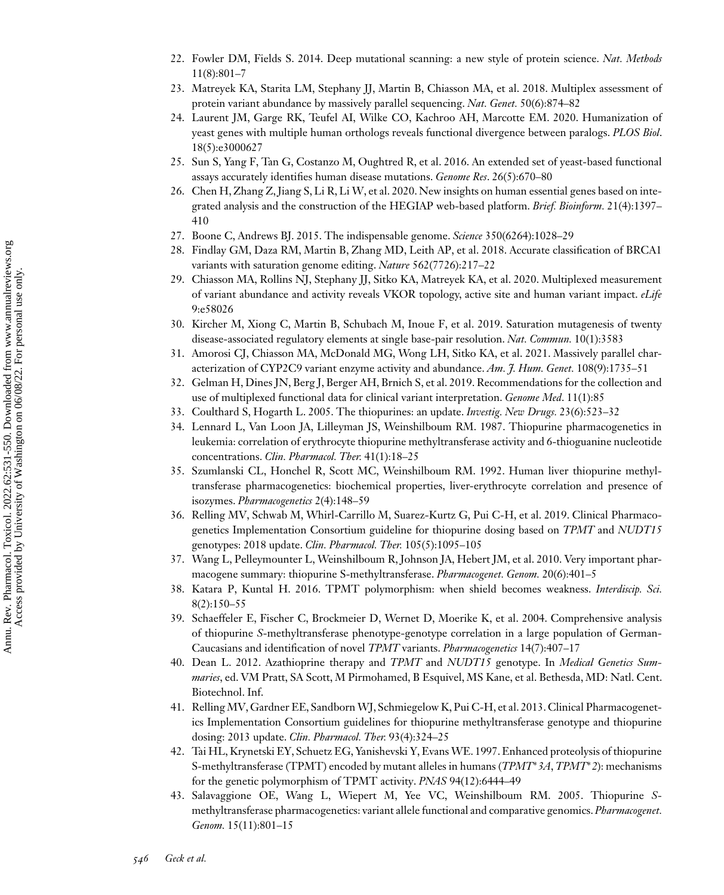22. Fowler DM, Fields S. 2014. Deep mutational scanning: a new style of protein science. *Nat. Methods* 11(8):801–7
23. Matreyek KA, Starita LM, Stephany JJ, Martin B, Chiasson MA, et al. 2018. Multiplex assessment of protein variant abundance by massively parallel sequencing. *Nat. Genet.* 50(6):874–82
24. Laurent JM, Garge RK, Teufel AI, Wilke CO, Kachroo AH, Marcotte EM. 2020. Humanization of yeast genes with multiple human orthologs reveals functional divergence between paralogs. *PLOS Biol*. 18(5):e3000627
25. Sun S, Yang F, Tan G, Costanzo M, Oughtred R, et al. 2016. An extended set of yeast-based functional assays accurately identifies human disease mutations. *Genome Res*. 26(5):670–80
26. Chen H, Zhang Z, Jiang S, Li R, Li W, et al. 2020. New insights on human essential genes based on integrated analysis and the construction of the HEGIAP web-based platform. *Brief. Bioinform.* 21(4):1397–410
27. Boone C, Andrews BJ. 2015. The indispensable genome. *Science* 350(6264):1028–29
28. Findlay GM, Daza RM, Martin B, Zhang MD, Leith AP, et al. 2018. Accurate classification of BRCA1 variants with saturation genome editing. *Nature* 562(7726):217–22
29. Chiasson MA, Rollins NJ, Stephany JJ, Sitko KA, Matreyek KA, et al. 2020. Multiplexed measurement of variant abundance and activity reveals VKOR topology, active site and human variant impact. *eLife* 9:e58026
30. Kircher M, Xiong C, Martin B, Schubach M, Inoue F, et al. 2019. Saturation mutagenesis of twenty disease-associated regulatory elements at single base-pair resolution. *Nat. Commun.* 10(1):3583
31. Amorosi CJ, Chiasson MA, McDonald MG, Wong LH, Sitko KA, et al. 2021. Massively parallel characterization of CYP2C9 variant enzyme activity and abundance. *Am. J. Hum. Genet.* 108(9):1735–51
32. Gelman H, Dines JN, Berg J, Berger AH, Brnich S, et al. 2019. Recommendations for the collection and use of multiplexed functional data for clinical variant interpretation. *Genome Med*. 11(1):85
33. Coulthard S, Hogarth L. 2005. The thiopurines: an update. *Investig. New Drugs.* 23(6):523–32
34. Lennard L, Van Loon JA, Lilleyman JS, Weinshilboum RM. 1987. Thiopurine pharmacogenetics in leukemia: correlation of erythrocyte thiopurine methyltransferase activity and 6-thioguanine nucleotide concentrations. *Clin. Pharmacol. Ther.* 41(1):18–25
35. Szumlanski CL, Honchel R, Scott MC, Weinshilboum RM. 1992. Human liver thiopurine methyltransferase pharmacogenetics: biochemical properties, liver-erythrocyte correlation and presence of isozymes. *Pharmacogenetics* 2(4):148–59
36. Relling MV, Schwab M, Whirl-Carrillo M, Suarez-Kurtz G, Pui C-H, et al. 2019. Clinical Pharmacogenetics Implementation Consortium guideline for thiopurine dosing based on *TPMT* and *NUDT15* genotypes: 2018 update. *Clin. Pharmacol. Ther.* 105(5):1095–105
37. Wang L, Pelleymounter L, Weinshilboum R, Johnson JA, Hebert JM, et al. 2010. Very important pharmacogene summary: thiopurine S-methyltransferase. *Pharmacogenet. Genom.* 20(6):401–5
38. Katara P, Kuntal H. 2016. TPMT polymorphism: when shield becomes weakness. *Interdiscip. Sci.* 8(2):150–55
39. Schaeffeler E, Fischer C, Brockmeier D, Wernet D, Moerike K, et al. 2004. Comprehensive analysis of thiopurine *S*-methyltransferase phenotype-genotype correlation in a large population of German-Caucasians and identification of novel *TPMT* variants. *Pharmacogenetics* 14(7):407–17
40. Dean L. 2012. Azathioprine therapy and *TPMT* and *NUDT15* genotype. In *Medical Genetics Summaries*, ed. VM Pratt, SA Scott, M Pirmohamed, B Esquivel, MS Kane, et al. Bethesda, MD: Natl. Cent. Biotechnol. Inf.
41. Relling MV, Gardner EE, Sandborn WJ, Schmiegelow K, Pui C-H, et al. 2013. Clinical Pharmacogenetics Implementation Consortium guidelines for thiopurine methyltransferase genotype and thiopurine dosing: 2013 update. *Clin. Pharmacol. Ther.* 93(4):324–25
42. Tai HL, Krynetski EY, Schuetz EG, Yanishevski Y, Evans WE. 1997. Enhanced proteolysis of thiopurine S-methyltransferase (TPMT) encoded by mutant alleles in humans (*TPMT\*3A*, *TPMT\*2*): mechanisms for the genetic polymorphism of TPMT activity. *PNAS* 94(12):6444–49
43. Salavaggione OE, Wang L, Wiepert M, Yee VC, Weinshilboum RM. 2005. Thiopurine *S*-methyltransferase pharmacogenetics: variant allele functional and comparative genomics. *Pharmacogenet. Genom.* 15(11):801–15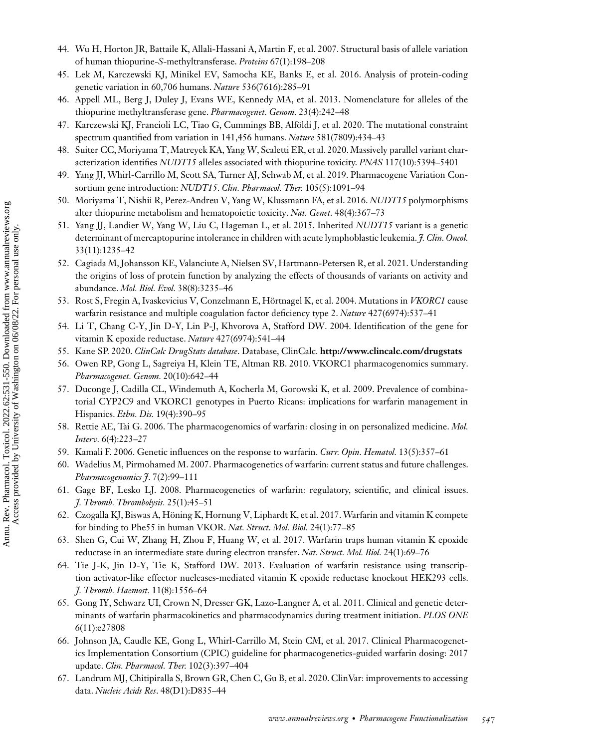44. Wu H, Horton JR, Battaile K, Allali-Hassani A, Martin F, et al. 2007. Structural basis of allele variation of human thiopurine-*S*-methyltransferase. *Proteins* 67(1):198–208
45. Lek M, Karczewski KJ, Minikel EV, Samocha KE, Banks E, et al. 2016. Analysis of protein-coding genetic variation in 60,706 humans. *Nature* 536(7616):285–91
46. Appell ML, Berg J, Duley J, Evans WE, Kennedy MA, et al. 2013. Nomenclature for alleles of the thiopurine methyltransferase gene. *Pharmacogenet. Genom.* 23(4):242–48
47. Karczewski KJ, Francioli LC, Tiao G, Cummings BB, Alföldi J, et al. 2020. The mutational constraint spectrum quantified from variation in 141,456 humans. *Nature* 581(7809):434–43
48. Suiter CC, Moriyama T, Matreyek KA, Yang W, Scaletti ER, et al. 2020. Massively parallel variant characterization identifies *NUDT15* alleles associated with thiopurine toxicity. *PNAS* 117(10):5394–5401
49. Yang JJ, Whirl-Carrillo M, Scott SA, Turner AJ, Schwab M, et al. 2019. Pharmacogene Variation Consortium gene introduction: *NUDT15*. *Clin. Pharmacol. Ther.* 105(5):1091–94
50. Moriyama T, Nishii R, Perez-Andreu V, Yang W, Klussmann FA, et al. 2016. *NUDT15* polymorphisms alter thiopurine metabolism and hematopoietic toxicity. *Nat. Genet.* 48(4):367–73
51. Yang JJ, Landier W, Yang W, Liu C, Hageman L, et al. 2015. Inherited *NUDT15* variant is a genetic determinant of mercaptopurine intolerance in children with acute lymphoblastic leukemia. *J. Clin. Oncol.* 33(11):1235–42
52. Cagiada M, Johansson KE, Valanciute A, Nielsen SV, Hartmann-Petersen R, et al. 2021. Understanding the origins of loss of protein function by analyzing the effects of thousands of variants on activity and abundance. *Mol. Biol. Evol.* 38(8):3235–46
53. Rost S, Fregin A, Ivaskevicius V, Conzelmann E, Hörtnagel K, et al. 2004. Mutations in *VKORC1* cause warfarin resistance and multiple coagulation factor deficiency type 2. *Nature* 427(6974):537–41
54. Li T, Chang C-Y, Jin D-Y, Lin P-J, Khvorova A, Stafford DW. 2004. Identification of the gene for vitamin K epoxide reductase. *Nature* 427(6974):541–44
55. Kane SP. 2020. *ClinCalc DrugStats database*. Database, ClinCalc. **http://www.clincalc.com/drugstats**
56. Owen RP, Gong L, Sagreiya H, Klein TE, Altman RB. 2010. VKORC1 pharmacogenomics summary. *Pharmacogenet. Genom.* 20(10):642–44
57. Duconge J, Cadilla CL, Windemuth A, Kocherla M, Gorowski K, et al. 2009. Prevalence of combinatorial CYP2C9 and VKORC1 genotypes in Puerto Ricans: implications for warfarin management in Hispanics. *Ethn. Dis.* 19(4):390–95
58. Rettie AE, Tai G. 2006. The pharmacogenomics of warfarin: closing in on personalized medicine. *Mol. Interv.* 6(4):223–27
59. Kamali F. 2006. Genetic influences on the response to warfarin. *Curr. Opin. Hematol.* 13(5):357–61
60. Wadelius M, Pirmohamed M. 2007. Pharmacogenetics of warfarin: current status and future challenges. *Pharmacogenomics J.* 7(2):99–111
61. Gage BF, Lesko LJ. 2008. Pharmacogenetics of warfarin: regulatory, scientific, and clinical issues. *J. Thromb. Thrombolysis.* 25(1):45–51
62. Czogalla KJ, Biswas A, Höning K, Hornung V, Liphardt K, et al. 2017. Warfarin and vitamin K compete for binding to Phe55 in human VKOR. *Nat. Struct. Mol. Biol.* 24(1):77–85
63. Shen G, Cui W, Zhang H, Zhou F, Huang W, et al. 2017. Warfarin traps human vitamin K epoxide reductase in an intermediate state during electron transfer. *Nat. Struct. Mol. Biol.* 24(1):69–76
64. Tie J-K, Jin D-Y, Tie K, Stafford DW. 2013. Evaluation of warfarin resistance using transcription activator-like effector nucleases-mediated vitamin K epoxide reductase knockout HEK293 cells. *J. Thromb. Haemost.* 11(8):1556–64
65. Gong IY, Schwarz UI, Crown N, Dresser GK, Lazo-Langner A, et al. 2011. Clinical and genetic determinants of warfarin pharmacokinetics and pharmacodynamics during treatment initiation. *PLOS ONE* 6(11):e27808
66. Johnson JA, Caudle KE, Gong L, Whirl-Carrillo M, Stein CM, et al. 2017. Clinical Pharmacogenetics Implementation Consortium (CPIC) guideline for pharmacogenetics-guided warfarin dosing: 2017 update. *Clin. Pharmacol. Ther.* 102(3):397–404
67. Landrum MJ, Chitipiralla S, Brown GR, Chen C, Gu B, et al. 2020. ClinVar: improvements to accessing data. *Nucleic Acids Res*. 48(D1):D835–44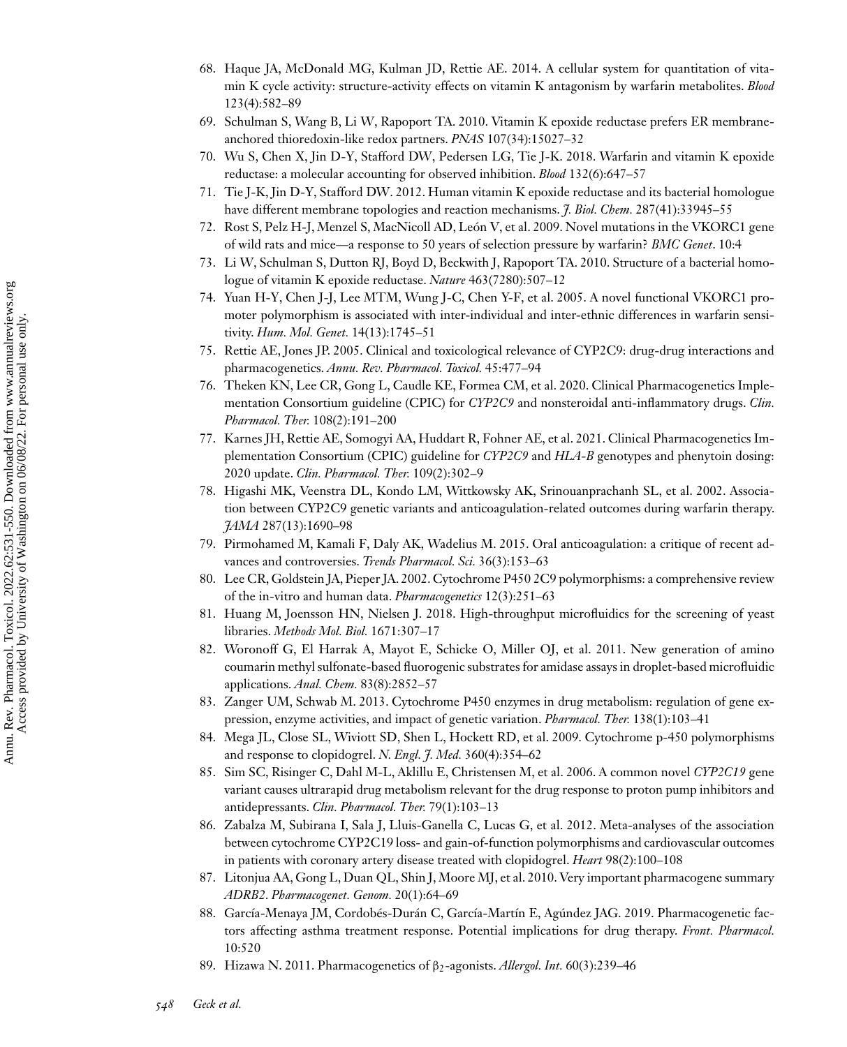68. Haque JA, McDonald MG, Kulman JD, Rettie AE. 2014. A cellular system for quantitation of vitamin K cycle activity: structure-activity effects on vitamin K antagonism by warfarin metabolites. *Blood* 123(4):582–89
69. Schulman S, Wang B, Li W, Rapoport TA. 2010. Vitamin K epoxide reductase prefers ER membrane-anchored thioredoxin-like redox partners. *PNAS* 107(34):15027–32
70. Wu S, Chen X, Jin D-Y, Stafford DW, Pedersen LG, Tie J-K. 2018. Warfarin and vitamin K epoxide reductase: a molecular accounting for observed inhibition. *Blood* 132(6):647–57
71. Tie J-K, Jin D-Y, Stafford DW. 2012. Human vitamin K epoxide reductase and its bacterial homologue have different membrane topologies and reaction mechanisms. *J. Biol. Chem.* 287(41):33945–55
72. Rost S, Pelz H-J, Menzel S, MacNicoll AD, León V, et al. 2009. Novel mutations in the VKORC1 gene of wild rats and mice—a response to 50 years of selection pressure by warfarin? *BMC Genet*. 10:4
73. Li W, Schulman S, Dutton RJ, Boyd D, Beckwith J, Rapoport TA. 2010. Structure of a bacterial homologue of vitamin K epoxide reductase. *Nature* 463(7280):507–12
74. Yuan H-Y, Chen J-J, Lee MTM, Wung J-C, Chen Y-F, et al. 2005. A novel functional VKORC1 promoter polymorphism is associated with inter-individual and inter-ethnic differences in warfarin sensitivity. *Hum. Mol. Genet.* 14(13):1745–51
75. Rettie AE, Jones JP. 2005. Clinical and toxicological relevance of CYP2C9: drug-drug interactions and pharmacogenetics. *Annu. Rev. Pharmacol. Toxicol.* 45:477–94
76. Theken KN, Lee CR, Gong L, Caudle KE, Formea CM, et al. 2020. Clinical Pharmacogenetics Implementation Consortium guideline (CPIC) for *CYP2C9* and nonsteroidal anti-inflammatory drugs. *Clin. Pharmacol. Ther.* 108(2):191–200
77. Karnes JH, Rettie AE, Somogyi AA, Huddart R, Fohner AE, et al. 2021. Clinical Pharmacogenetics Implementation Consortium (CPIC) guideline for *CYP2C9* and *HLA-B* genotypes and phenytoin dosing: 2020 update. *Clin. Pharmacol. Ther.* 109(2):302–9
78. Higashi MK, Veenstra DL, Kondo LM, Wittkowsky AK, Srinouanprachanh SL, et al. 2002. Association between CYP2C9 genetic variants and anticoagulation-related outcomes during warfarin therapy. *JAMA* 287(13):1690–98
79. Pirmohamed M, Kamali F, Daly AK, Wadelius M. 2015. Oral anticoagulation: a critique of recent advances and controversies. *Trends Pharmacol. Sci.* 36(3):153–63
80. Lee CR, Goldstein JA, Pieper JA. 2002. Cytochrome P450 2C9 polymorphisms: a comprehensive review of the in-vitro and human data. *Pharmacogenetics* 12(3):251–63
81. Huang M, Joensson HN, Nielsen J. 2018. High-throughput microfluidics for the screening of yeast libraries. *Methods Mol. Biol.* 1671:307–17
82. Woronoff G, El Harrak A, Mayot E, Schicke O, Miller OJ, et al. 2011. New generation of amino coumarin methyl sulfonate-based fluorogenic substrates for amidase assays in droplet-based microfluidic applications. *Anal. Chem.* 83(8):2852–57
83. Zanger UM, Schwab M. 2013. Cytochrome P450 enzymes in drug metabolism: regulation of gene expression, enzyme activities, and impact of genetic variation. *Pharmacol. Ther.* 138(1):103–41
84. Mega JL, Close SL, Wiviott SD, Shen L, Hockett RD, et al. 2009. Cytochrome p-450 polymorphisms and response to clopidogrel. *N. Engl. J. Med.* 360(4):354–62
85. Sim SC, Risinger C, Dahl M-L, Aklillu E, Christensen M, et al. 2006. A common novel *CYP2C19* gene variant causes ultrarapid drug metabolism relevant for the drug response to proton pump inhibitors and antidepressants. *Clin. Pharmacol. Ther.* 79(1):103–13
86. Zabalza M, Subirana I, Sala J, Lluis-Ganella C, Lucas G, et al. 2012. Meta-analyses of the association between cytochrome CYP2C19 loss- and gain-of-function polymorphisms and cardiovascular outcomes in patients with coronary artery disease treated with clopidogrel. *Heart* 98(2):100–108
87. Litonjua AA, Gong L, Duan QL, Shin J, Moore MJ, et al. 2010. Very important pharmacogene summary *ADRB2*. *Pharmacogenet. Genom.* 20(1):64–69
88. García-Menaya JM, Cordobés-Durán C, García-Martín E, Agúndez JAG. 2019. Pharmacogenetic factors affecting asthma treatment response. Potential implications for drug therapy. *Front. Pharmacol.* 10:520
89. Hizawa N. 2011. Pharmacogenetics of $\beta_2$-agonists. *Allergol. Int.* 60(3):239–46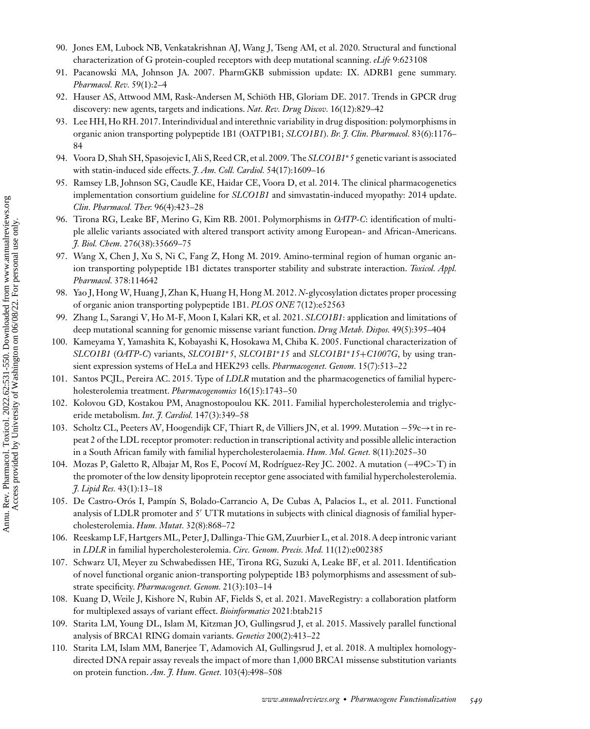90. Jones EM, Lubock NB, Venkatakrishnan AJ, Wang J, Tseng AM, et al. 2020. Structural and functional characterization of G protein-coupled receptors with deep mutational scanning. *eLife* 9:623108
91. Pacanowski MA, Johnson JA. 2007. PharmGKB submission update: IX. ADRB1 gene summary. *Pharmacol. Rev.* 59(1):2–4
92. Hauser AS, Attwood MM, Rask-Andersen M, Schiöth HB, Gloriam DE. 2017. Trends in GPCR drug discovery: new agents, targets and indications. *Nat. Rev. Drug Discov.* 16(12):829–42
93. Lee HH, Ho RH. 2017. Interindividual and interethnic variability in drug disposition: polymorphisms in organic anion transporting polypeptide 1B1 (OATP1B1; *SLCO1B1*). *Br. J. Clin. Pharmacol.* 83(6):1176–84
94. Voora D, Shah SH, Spasojevic I, Ali S, Reed CR, et al. 2009. The *SLCO1B1*\*5* genetic variant is associated with statin-induced side effects. *J. Am. Coll. Cardiol.* 54(17):1609–16
95. Ramsey LB, Johnson SG, Caudle KE, Haidar CE, Voora D, et al. 2014. The clinical pharmacogenetics implementation consortium guideline for *SLCO1B1* and simvastatin-induced myopathy: 2014 update. *Clin. Pharmacol. Ther.* 96(4):423–28
96. Tirona RG, Leake BF, Merino G, Kim RB. 2001. Polymorphisms in *OATP-C*: identification of multiple allelic variants associated with altered transport activity among European- and African-Americans. *J. Biol. Chem.* 276(38):35669–75
97. Wang X, Chen J, Xu S, Ni C, Fang Z, Hong M. 2019. Amino-terminal region of human organic anion transporting polypeptide 1B1 dictates transporter stability and substrate interaction. *Toxicol. Appl. Pharmacol.* 378:114642
98. Yao J, Hong W, Huang J, Zhan K, Huang H, Hong M. 2012. *N*-glycosylation dictates proper processing of organic anion transporting polypeptide 1B1. *PLOS ONE* 7(12):e52563
99. Zhang L, Sarangi V, Ho M-F, Moon I, Kalari KR, et al. 2021. *SLCO1B1*: application and limitations of deep mutational scanning for genomic missense variant function. *Drug Metab. Dispos.* 49(5):395–404
100. Kameyama Y, Yamashita K, Kobayashi K, Hosokawa M, Chiba K. 2005. Functional characterization of *SLCO1B1* (*OATP-C*) variants, *SLCO1B1*\*5*, *SLCO1B1*\*15* and *SLCO1B1*\*15+C1007G*, by using transient expression systems of HeLa and HEK293 cells. *Pharmacogenet. Genom.* 15(7):513–22
101. Santos PCJL, Pereira AC. 2015. Type of *LDLR* mutation and the pharmacogenetics of familial hypercholesterolemia treatment. *Pharmacogenomics* 16(15):1743–50
102. Kolovou GD, Kostakou PM, Anagnostopoulou KK. 2011. Familial hypercholesterolemia and triglyceride metabolism. *Int. J. Cardiol.* 147(3):349–58
103. Scholtz CL, Peeters AV, Hoogendijk CF, Thiart R, de Villiers JN, et al. 1999. Mutation −59c→t in repeat 2 of the LDL receptor promoter: reduction in transcriptional activity and possible allelic interaction in a South African family with familial hypercholesterolaemia. *Hum. Mol. Genet.* 8(11):2025–30
104. Mozas P, Galetto R, Albajar M, Ros E, Pocoví M, Rodríguez-Rey JC. 2002. A mutation (−49C>T) in the promoter of the low density lipoprotein receptor gene associated with familial hypercholesterolemia. *J. Lipid Res.* 43(1):13–18
105. De Castro-Orós I, Pampín S, Bolado-Carrancio A, De Cubas A, Palacios L, et al. 2011. Functional analysis of LDLR promoter and 5′ UTR mutations in subjects with clinical diagnosis of familial hypercholesterolemia. *Hum. Mutat.* 32(8):868–72
106. Reeskamp LF, Hartgers ML, Peter J, Dallinga-Thie GM, Zuurbier L, et al. 2018. A deep intronic variant in *LDLR* in familial hypercholesterolemia. *Circ. Genom. Precis. Med.* 11(12):e002385
107. Schwarz UI, Meyer zu Schwabedissen HE, Tirona RG, Suzuki A, Leake BF, et al. 2011. Identification of novel functional organic anion-transporting polypeptide 1B3 polymorphisms and assessment of substrate specificity. *Pharmacogenet. Genom.* 21(3):103–14
108. Kuang D, Weile J, Kishore N, Rubin AF, Fields S, et al. 2021. MaveRegistry: a collaboration platform for multiplexed assays of variant effect. *Bioinformatics* 2021:btab215
109. Starita LM, Young DL, Islam M, Kitzman JO, Gullingsrud J, et al. 2015. Massively parallel functional analysis of BRCA1 RING domain variants. *Genetics* 200(2):413–22
110. Starita LM, Islam MM, Banerjee T, Adamovich AI, Gullingsrud J, et al. 2018. A multiplex homology-directed DNA repair assay reveals the impact of more than 1,000 BRCA1 missense substitution variants on protein function. *Am. J. Hum. Genet.* 103(4):498–508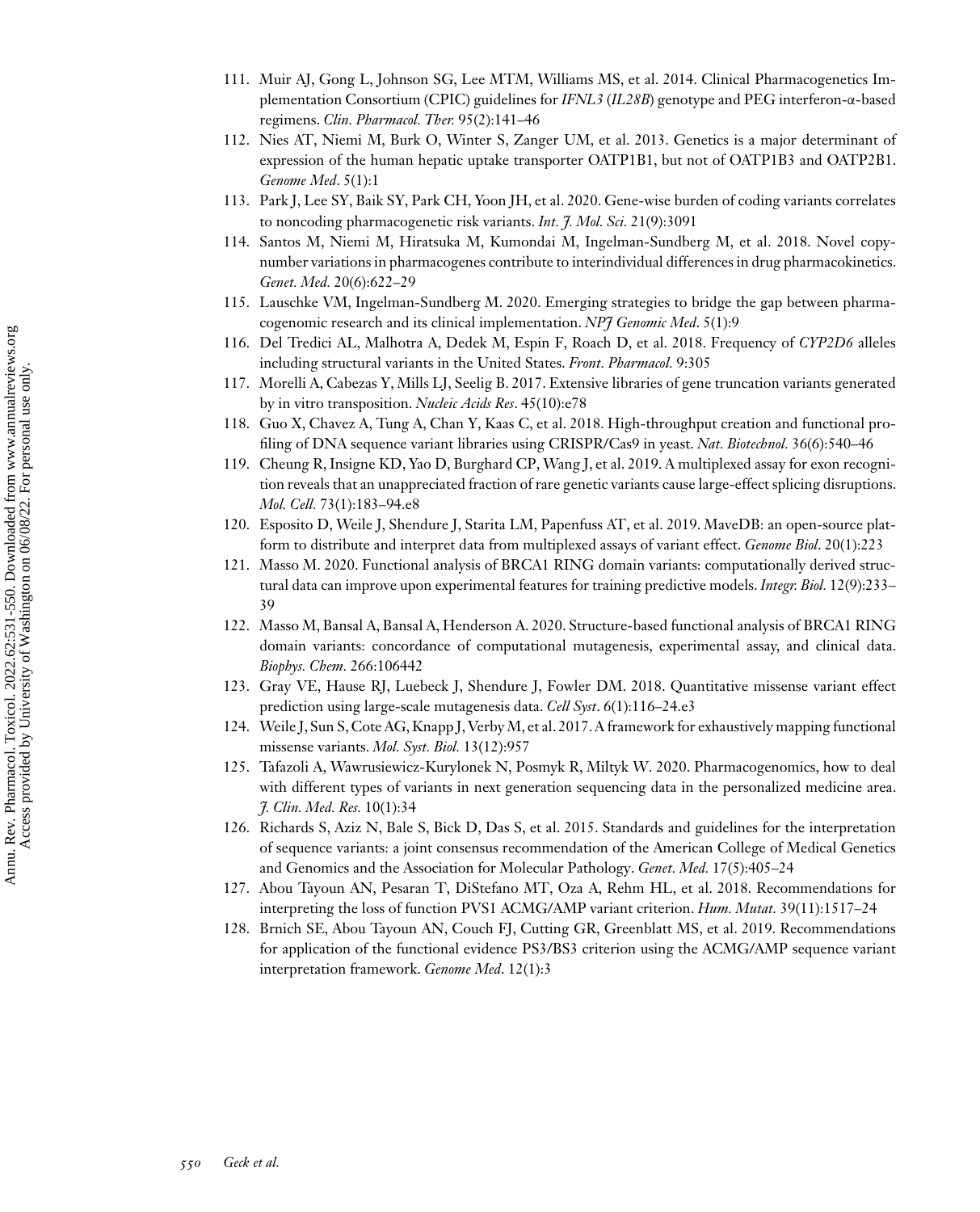111. Muir AJ, Gong L, Johnson SG, Lee MTM, Williams MS, et al. 2014. Clinical Pharmacogenetics Implementation Consortium (CPIC) guidelines for *IFNL3* (*IL28B*) genotype and PEG interferon-α-based regimens. *Clin. Pharmacol. Ther.* 95(2):141–46
112. Nies AT, Niemi M, Burk O, Winter S, Zanger UM, et al. 2013. Genetics is a major determinant of expression of the human hepatic uptake transporter OATP1B1, but not of OATP1B3 and OATP2B1. *Genome Med*. 5(1):1
113. Park J, Lee SY, Baik SY, Park CH, Yoon JH, et al. 2020. Gene-wise burden of coding variants correlates to noncoding pharmacogenetic risk variants. *Int. J. Mol. Sci.* 21(9):3091
114. Santos M, Niemi M, Hiratsuka M, Kumondai M, Ingelman-Sundberg M, et al. 2018. Novel copy-number variations in pharmacogenes contribute to interindividual differences in drug pharmacokinetics. *Genet. Med.* 20(6):622–29
115. Lauschke VM, Ingelman-Sundberg M. 2020. Emerging strategies to bridge the gap between pharmacogenomic research and its clinical implementation. *NPJ Genomic Med*. 5(1):9
116. Del Tredici AL, Malhotra A, Dedek M, Espin F, Roach D, et al. 2018. Frequency of *CYP2D6* alleles including structural variants in the United States. *Front. Pharmacol.* 9:305
117. Morelli A, Cabezas Y, Mills LJ, Seelig B. 2017. Extensive libraries of gene truncation variants generated by in vitro transposition. *Nucleic Acids Res*. 45(10):e78
118. Guo X, Chavez A, Tung A, Chan Y, Kaas C, et al. 2018. High-throughput creation and functional profiling of DNA sequence variant libraries using CRISPR/Cas9 in yeast. *Nat. Biotechnol.* 36(6):540–46
119. Cheung R, Insigne KD, Yao D, Burghard CP, Wang J, et al. 2019. A multiplexed assay for exon recognition reveals that an unappreciated fraction of rare genetic variants cause large-effect splicing disruptions. *Mol. Cell.* 73(1):183–94.e8
120. Esposito D, Weile J, Shendure J, Starita LM, Papenfuss AT, et al. 2019. MaveDB: an open-source platform to distribute and interpret data from multiplexed assays of variant effect. *Genome Biol*. 20(1):223
121. Masso M. 2020. Functional analysis of BRCA1 RING domain variants: computationally derived structural data can improve upon experimental features for training predictive models. *Integr. Biol.* 12(9):233–39
122. Masso M, Bansal A, Bansal A, Henderson A. 2020. Structure-based functional analysis of BRCA1 RING domain variants: concordance of computational mutagenesis, experimental assay, and clinical data. *Biophys. Chem.* 266:106442
123. Gray VE, Hause RJ, Luebeck J, Shendure J, Fowler DM. 2018. Quantitative missense variant effect prediction using large-scale mutagenesis data. *Cell Syst*. 6(1):116–24.e3
124. Weile J, Sun S, Cote AG, Knapp J, Verby M, et al. 2017. A framework for exhaustively mapping functional missense variants. *Mol. Syst. Biol.* 13(12):957
125. Tafazoli A, Wawrusiewicz-Kurylonek N, Posmyk R, Miltyk W. 2020. Pharmacogenomics, how to deal with different types of variants in next generation sequencing data in the personalized medicine area. *J. Clin. Med. Res.* 10(1):34
126. Richards S, Aziz N, Bale S, Bick D, Das S, et al. 2015. Standards and guidelines for the interpretation of sequence variants: a joint consensus recommendation of the American College of Medical Genetics and Genomics and the Association for Molecular Pathology. *Genet. Med.* 17(5):405–24
127. Abou Tayoun AN, Pesaran T, DiStefano MT, Oza A, Rehm HL, et al. 2018. Recommendations for interpreting the loss of function PVS1 ACMG/AMP variant criterion. *Hum. Mutat.* 39(11):1517–24
128. Brnich SE, Abou Tayoun AN, Couch FJ, Cutting GR, Greenblatt MS, et al. 2019. Recommendations for application of the functional evidence PS3/BS3 criterion using the ACMG/AMP sequence variant interpretation framework. *Genome Med*. 12(1):3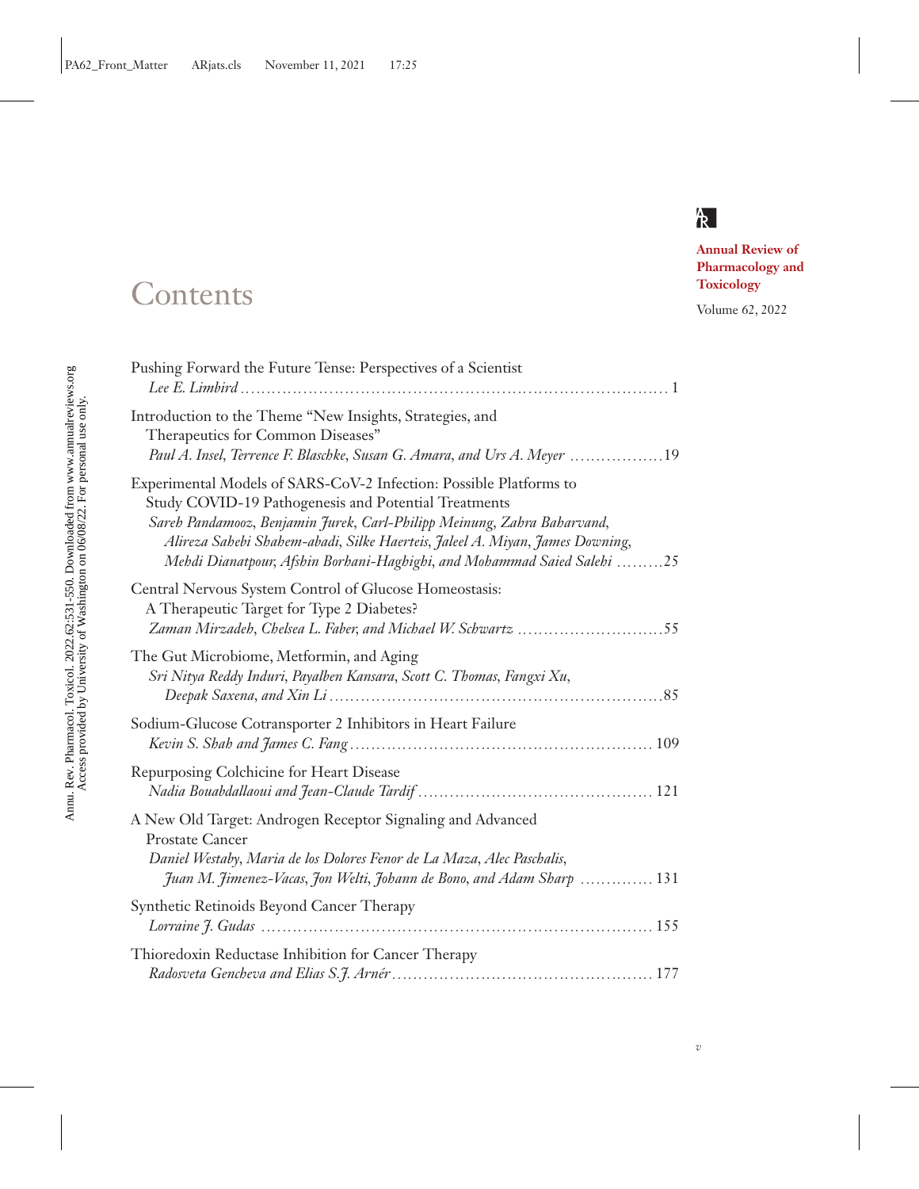**Annual Review of Pharmacology and Toxicology**

Volume 62, 2022

# Contents

Pushing Forward the Future Tense: Perspectives of a Scientist
*Lee E. Limbird* ........ 1

Introduction to the Theme "New Insights, Strategies, and Therapeutics for Common Diseases"
*Paul A. Insel, Terrence F. Blaschke, Susan G. Amara, and Urs A. Meyer* ........ 19

Experimental Models of SARS-CoV-2 Infection: Possible Platforms to Study COVID-19 Pathogenesis and Potential Treatments
*Sareh Pandamooz, Benjamin Jurek, Carl-Philipp Meinung, Zahra Baharvand, Alireza Sahebi Shahem-abadi, Silke Haerteis, Jaleel A. Miyan, James Downing, Mehdi Dianatpour, Afshin Borhani-Haghighi, and Mohammad Saied Salehi* ........ 25

Central Nervous System Control of Glucose Homeostasis: A Therapeutic Target for Type 2 Diabetes?
*Zaman Mirzadeh, Chelsea L. Faber, and Michael W. Schwartz* ........ 55

The Gut Microbiome, Metformin, and Aging
*Sri Nitya Reddy Induri, Payalben Kansara, Scott C. Thomas, Fangxi Xu, Deepak Saxena, and Xin Li* ........ 85

Sodium-Glucose Cotransporter 2 Inhibitors in Heart Failure
*Kevin S. Shah and James C. Fang* ........ 109

Repurposing Colchicine for Heart Disease
*Nadia Bouabdallaoui and Jean-Claude Tardif* ........ 121

A New Old Target: Androgen Receptor Signaling and Advanced Prostate Cancer
*Daniel Westaby, Maria de los Dolores Fenor de La Maza, Alec Paschalis, Juan M. Jimenez-Vacas, Jon Welti, Johann de Bono, and Adam Sharp* ........ 131

Synthetic Retinoids Beyond Cancer Therapy
*Lorraine J. Gudas* ........ 155

Thioredoxin Reductase Inhibition for Cancer Therapy
*Radosveta Gencheva and Elias S.J. Arnér* ........ 177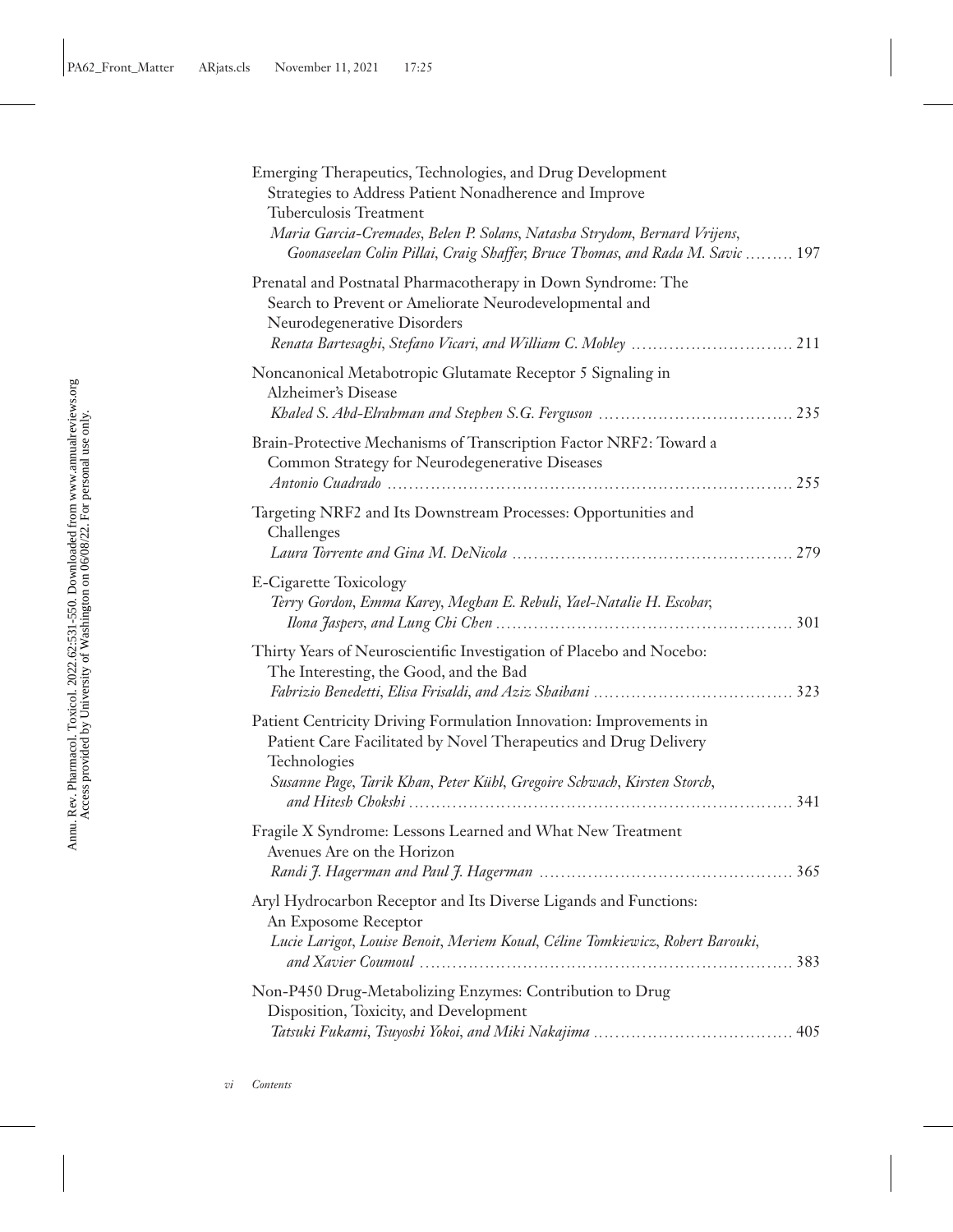Emerging Therapeutics, Technologies, and Drug Development Strategies to Address Patient Nonadherence and Improve Tuberculosis Treatment
*Maria Garcia-Cremades, Belen P. Solans, Natasha Strydom, Bernard Vrijens, Goonaseelan Colin Pillai, Craig Shaffer, Bruce Thomas, and Rada M. Savic* ......... 197

Prenatal and Postnatal Pharmacotherapy in Down Syndrome: The Search to Prevent or Ameliorate Neurodevelopmental and Neurodegenerative Disorders
*Renata Bartesaghi, Stefano Vicari, and William C. Mobley* ......... 211

Noncanonical Metabotropic Glutamate Receptor 5 Signaling in Alzheimer's Disease
*Khaled S. Abd-Elrahman and Stephen S.G. Ferguson* ......... 235

Brain-Protective Mechanisms of Transcription Factor NRF2: Toward a Common Strategy for Neurodegenerative Diseases
*Antonio Cuadrado* ......... 255

Targeting NRF2 and Its Downstream Processes: Opportunities and Challenges
*Laura Torrente and Gina M. DeNicola* ......... 279

E-Cigarette Toxicology
*Terry Gordon, Emma Karey, Meghan E. Rebuli, Yael-Natalie H. Escobar, Ilona Jaspers, and Lung Chi Chen* ......... 301

Thirty Years of Neuroscientific Investigation of Placebo and Nocebo: The Interesting, the Good, and the Bad
*Fabrizio Benedetti, Elisa Frisaldi, and Aziz Shaibani* ......... 323

Patient Centricity Driving Formulation Innovation: Improvements in Patient Care Facilitated by Novel Therapeutics and Drug Delivery Technologies
*Susanne Page, Tarik Khan, Peter Kühl, Gregoire Schwach, Kirsten Storch, and Hitesh Chokshi* ......... 341

Fragile X Syndrome: Lessons Learned and What New Treatment Avenues Are on the Horizon
*Randi J. Hagerman and Paul J. Hagerman* ......... 365

Aryl Hydrocarbon Receptor and Its Diverse Ligands and Functions: An Exposome Receptor
*Lucie Larigot, Louise Benoit, Meriem Koual, Céline Tomkiewicz, Robert Barouki, and Xavier Coumoul* ......... 383

Non-P450 Drug-Metabolizing Enzymes: Contribution to Drug Disposition, Toxicity, and Development
*Tatsuki Fukami, Tsuyoshi Yokoi, and Miki Nakajima* ......... 405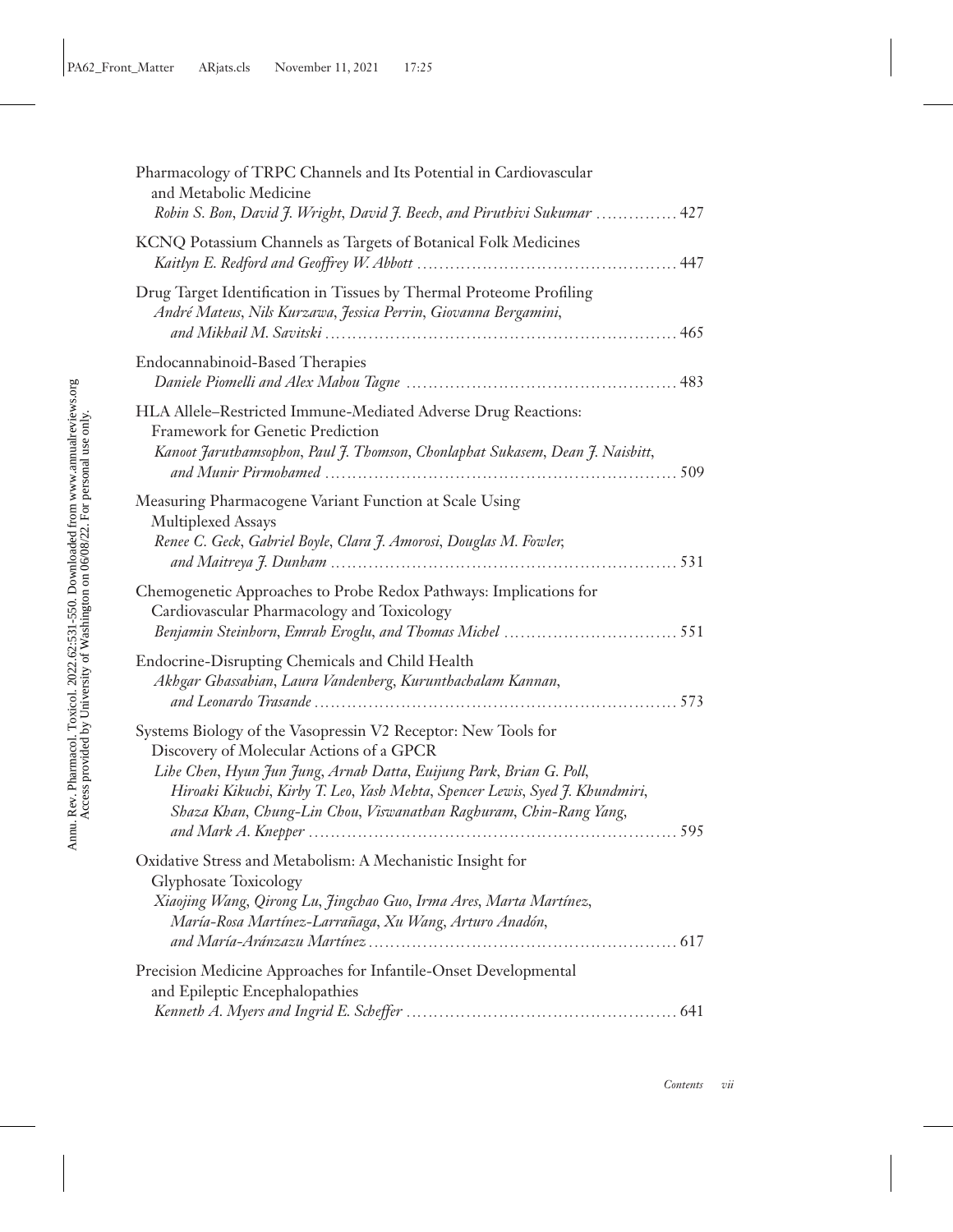Pharmacology of TRPC Channels and Its Potential in Cardiovascular and Metabolic Medicine
*Robin S. Bon, David J. Wright, David J. Beech, and Piruthivi Sukumar* ............... 427

KCNQ Potassium Channels as Targets of Botanical Folk Medicines
*Kaitlyn E. Redford and Geoffrey W. Abbott* ............................................... 447

Drug Target Identification in Tissues by Thermal Proteome Profiling
*André Mateus, Nils Kurzawa, Jessica Perrin, Giovanna Bergamini, and Mikhail M. Savitski* ............................................................... 465

Endocannabinoid-Based Therapies
*Daniele Piomelli and Alex Mabou Tagne* ................................................ 483

HLA Allele–Restricted Immune-Mediated Adverse Drug Reactions: Framework for Genetic Prediction
*Kanoot Jaruthamsophon, Paul J. Thomson, Chonlaphat Sukasem, Dean J. Naisbitt, and Munir Pirmohamed* ............................................................... 509

Measuring Pharmacogene Variant Function at Scale Using Multiplexed Assays
*Renee C. Geck, Gabriel Boyle, Clara J. Amorosi, Douglas M. Fowler, and Maitreya J. Dunham* ............................................................... 531

Chemogenetic Approaches to Probe Redox Pathways: Implications for Cardiovascular Pharmacology and Toxicology
*Benjamin Steinhorn, Emrah Eroglu, and Thomas Michel* ................................ 551

Endocrine-Disrupting Chemicals and Child Health
*Akhgar Ghassabian, Laura Vandenberg, Kurunthachalam Kannan, and Leonardo Trasande* ............................................................... 573

Systems Biology of the Vasopressin V2 Receptor: New Tools for Discovery of Molecular Actions of a GPCR
*Lihe Chen, Hyun Jun Jung, Arnab Datta, Euijung Park, Brian G. Poll, Hiroaki Kikuchi, Kirby T. Leo, Yash Mehta, Spencer Lewis, Syed J. Khundmiri, Shaza Khan, Chung-Lin Chou, Viswanathan Raghuram, Chin-Rang Yang, and Mark A. Knepper* ............................................................... 595

Oxidative Stress and Metabolism: A Mechanistic Insight for Glyphosate Toxicology
*Xiaojing Wang, Qirong Lu, Jingchao Guo, Irma Ares, Marta Martínez, María-Rosa Martínez-Larrañaga, Xu Wang, Arturo Anadón, and María-Aránzazu Martínez* ............................................................... 617

Precision Medicine Approaches for Infantile-Onset Developmental and Epileptic Encephalopathies
*Kenneth A. Myers and Ingrid E. Scheffer* ................................................ 641